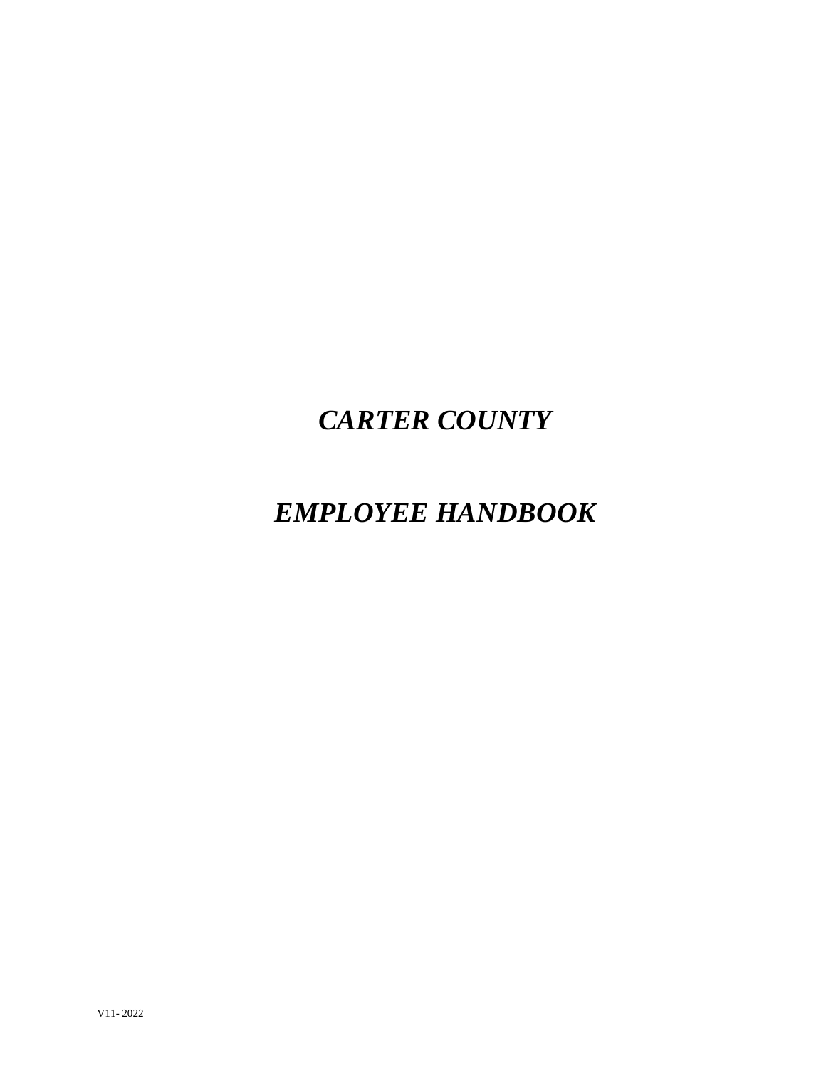# *CARTER COUNTY*

# *EMPLOYEE HANDBOOK*

V11- 2022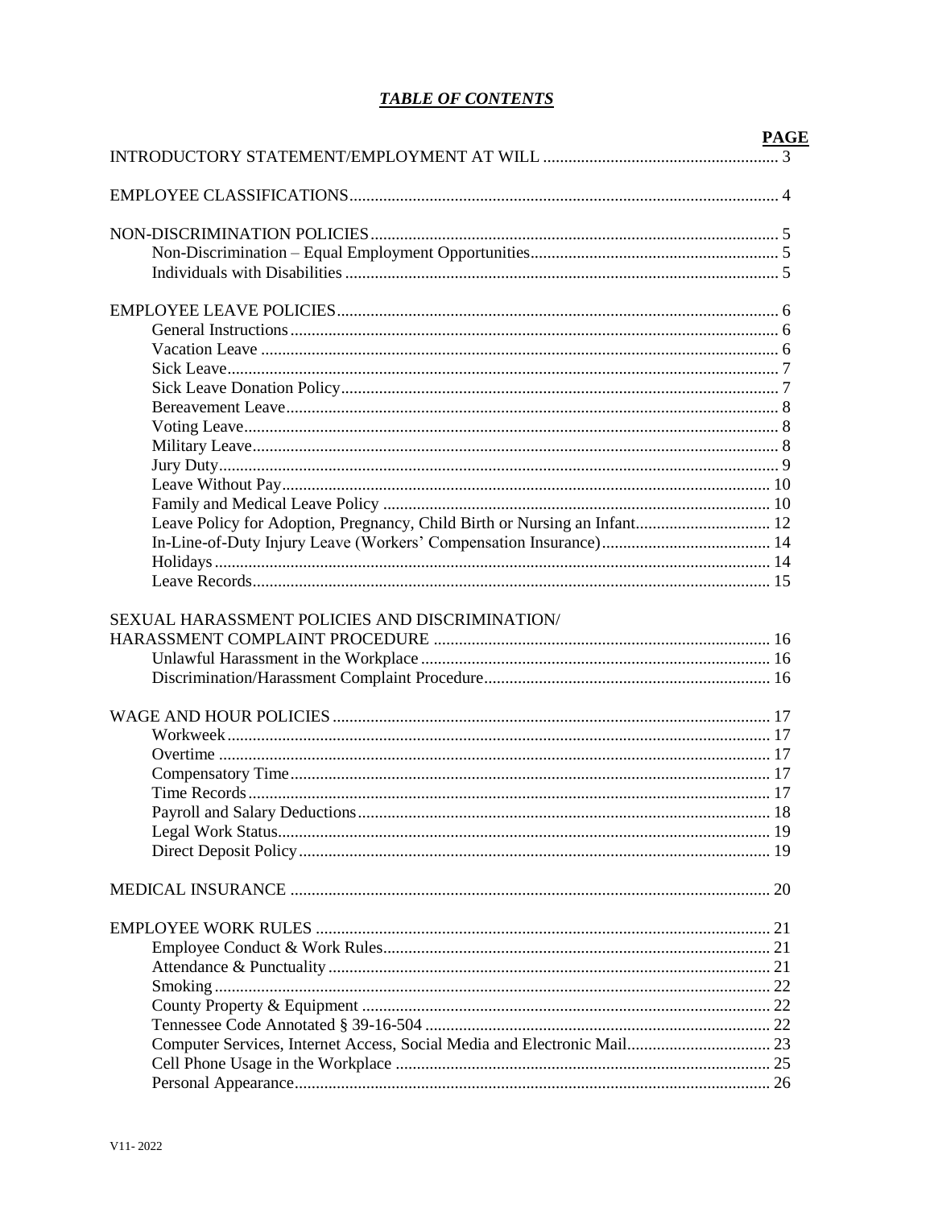# *TABLE OF CONTENTS*

| | PAGE |
|---|---|
| INTRODUCTORY STATEMENT/EMPLOYMENT AT WILL | 3 |
| EMPLOYEE CLASSIFICATIONS | 4 |
| NON-DISCRIMINATION POLICIES | 5 |
| Non-Discrimination – Equal Employment Opportunities | 5 |
| Individuals with Disabilities | 5 |
| EMPLOYEE LEAVE POLICIES | 6 |
| General Instructions | 6 |
| Vacation Leave | 6 |
| Sick Leave | 7 |
| Sick Leave Donation Policy | 7 |
| Bereavement Leave | 8 |
| Voting Leave | 8 |
| Military Leave | 8 |
| Jury Duty | 9 |
| Leave Without Pay | 10 |
| Family and Medical Leave Policy | 10 |
| Leave Policy for Adoption, Pregnancy, Child Birth or Nursing an Infant | 12 |
| In-Line-of-Duty Injury Leave (Workers' Compensation Insurance) | 14 |
| Holidays | 14 |
| Leave Records | 15 |
| SEXUAL HARASSMENT POLICIES AND DISCRIMINATION/ HARASSMENT COMPLAINT PROCEDURE | 16 |
| Unlawful Harassment in the Workplace | 16 |
| Discrimination/Harassment Complaint Procedure | 16 |
| WAGE AND HOUR POLICIES | 17 |
| Workweek | 17 |
| Overtime | 17 |
| Compensatory Time | 17 |
| Time Records | 17 |
| Payroll and Salary Deductions | 18 |
| Legal Work Status | 19 |
| Direct Deposit Policy | 19 |
| MEDICAL INSURANCE | 20 |
| EMPLOYEE WORK RULES | 21 |
| Employee Conduct & Work Rules | 21 |
| Attendance & Punctuality | 21 |
| Smoking | 22 |
| County Property & Equipment | 22 |
| Tennessee Code Annotated § 39-16-504 | 22 |
| Computer Services, Internet Access, Social Media and Electronic Mail | 23 |
| Cell Phone Usage in the Workplace | 25 |
| Personal Appearance | 26 |

V11- 2022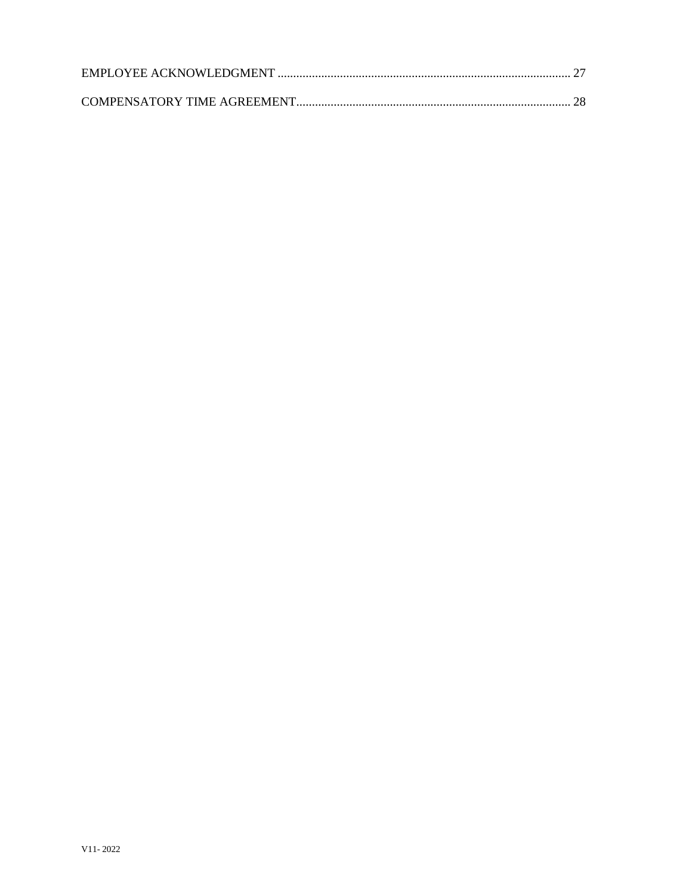EMPLOYEE ACKNOWLEDGMENT ........................................................................................... 27

COMPENSATORY TIME AGREEMENT..................................................................................... 28

V11- 2022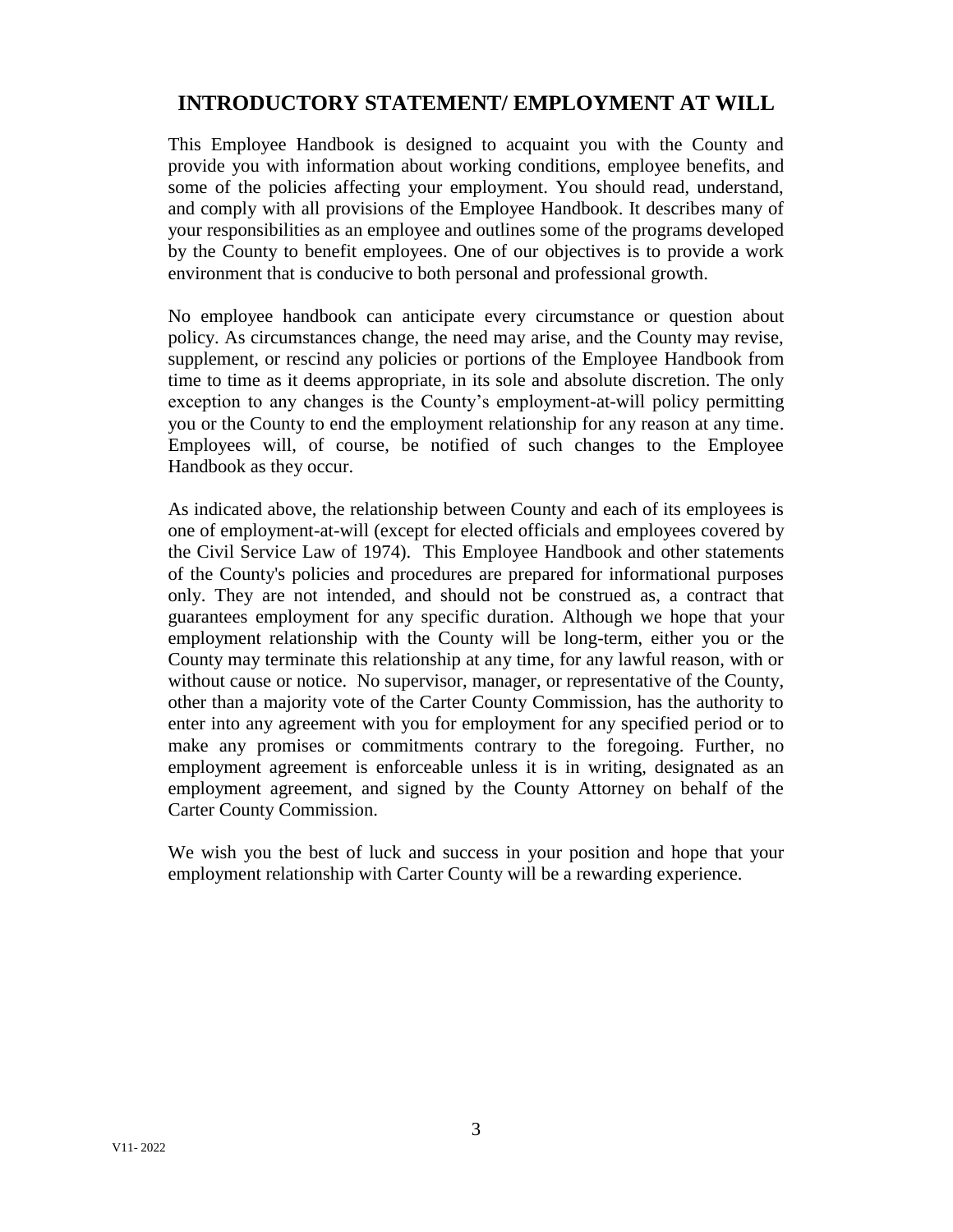## INTRODUCTORY STATEMENT/ EMPLOYMENT AT WILL

This Employee Handbook is designed to acquaint you with the County and provide you with information about working conditions, employee benefits, and some of the policies affecting your employment. You should read, understand, and comply with all provisions of the Employee Handbook. It describes many of your responsibilities as an employee and outlines some of the programs developed by the County to benefit employees. One of our objectives is to provide a work environment that is conducive to both personal and professional growth.

No employee handbook can anticipate every circumstance or question about policy. As circumstances change, the need may arise, and the County may revise, supplement, or rescind any policies or portions of the Employee Handbook from time to time as it deems appropriate, in its sole and absolute discretion. The only exception to any changes is the County's employment-at-will policy permitting you or the County to end the employment relationship for any reason at any time. Employees will, of course, be notified of such changes to the Employee Handbook as they occur.

As indicated above, the relationship between County and each of its employees is one of employment-at-will (except for elected officials and employees covered by the Civil Service Law of 1974). This Employee Handbook and other statements of the County's policies and procedures are prepared for informational purposes only. They are not intended, and should not be construed as, a contract that guarantees employment for any specific duration. Although we hope that your employment relationship with the County will be long-term, either you or the County may terminate this relationship at any time, for any lawful reason, with or without cause or notice. No supervisor, manager, or representative of the County, other than a majority vote of the Carter County Commission, has the authority to enter into any agreement with you for employment for any specified period or to make any promises or commitments contrary to the foregoing. Further, no employment agreement is enforceable unless it is in writing, designated as an employment agreement, and signed by the County Attorney on behalf of the Carter County Commission.

We wish you the best of luck and success in your position and hope that your employment relationship with Carter County will be a rewarding experience.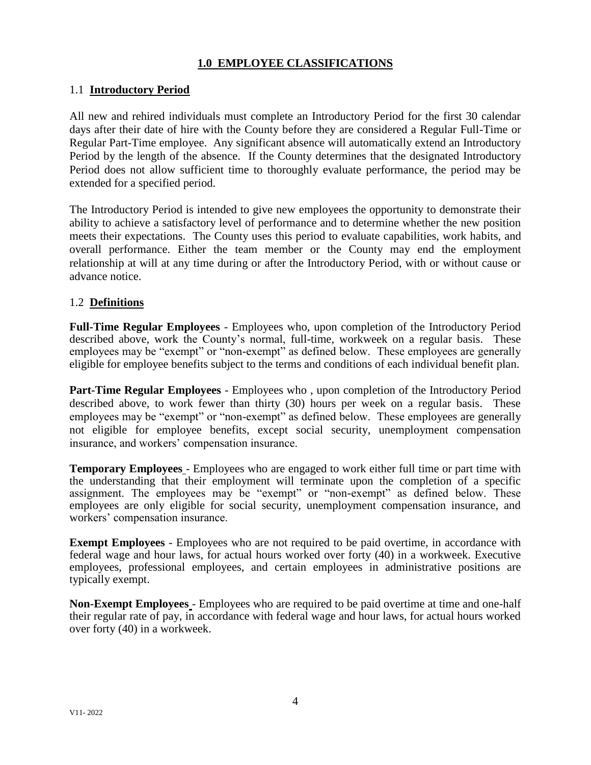# 1.0 EMPLOYEE CLASSIFICATIONS

## 1.1 Introductory Period

All new and rehired individuals must complete an Introductory Period for the first 30 calendar days after their date of hire with the County before they are considered a Regular Full-Time or Regular Part-Time employee. Any significant absence will automatically extend an Introductory Period by the length of the absence. If the County determines that the designated Introductory Period does not allow sufficient time to thoroughly evaluate performance, the period may be extended for a specified period.

The Introductory Period is intended to give new employees the opportunity to demonstrate their ability to achieve a satisfactory level of performance and to determine whether the new position meets their expectations. The County uses this period to evaluate capabilities, work habits, and overall performance. Either the team member or the County may end the employment relationship at will at any time during or after the Introductory Period, with or without cause or advance notice.

## 1.2 Definitions

**Full-Time Regular Employees** - Employees who, upon completion of the Introductory Period described above, work the County's normal, full-time, workweek on a regular basis. These employees may be "exempt" or "non-exempt" as defined below. These employees are generally eligible for employee benefits subject to the terms and conditions of each individual benefit plan.

**Part-Time Regular Employees** - Employees who , upon completion of the Introductory Period described above, to work fewer than thirty (30) hours per week on a regular basis. These employees may be "exempt" or "non-exempt" as defined below. These employees are generally not eligible for employee benefits, except social security, unemployment compensation insurance, and workers' compensation insurance.

**Temporary Employees** - Employees who are engaged to work either full time or part time with the understanding that their employment will terminate upon the completion of a specific assignment. The employees may be "exempt" or "non-exempt" as defined below. These employees are only eligible for social security, unemployment compensation insurance, and workers' compensation insurance.

**Exempt Employees** - Employees who are not required to be paid overtime, in accordance with federal wage and hour laws, for actual hours worked over forty (40) in a workweek. Executive employees, professional employees, and certain employees in administrative positions are typically exempt.

**Non-Exempt Employees** - Employees who are required to be paid overtime at time and one-half their regular rate of pay, in accordance with federal wage and hour laws, for actual hours worked over forty (40) in a workweek.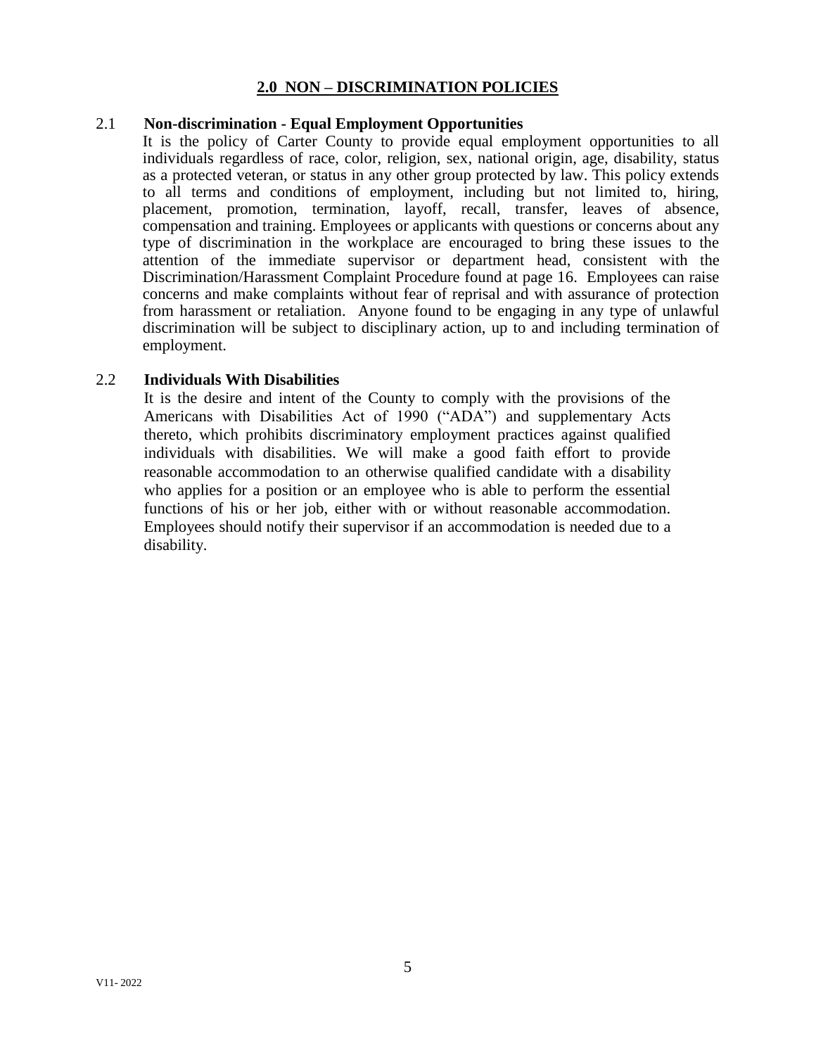## 2.0 NON – DISCRIMINATION POLICIES

### 2.1 Non-discrimination - Equal Employment Opportunities

It is the policy of Carter County to provide equal employment opportunities to all individuals regardless of race, color, religion, sex, national origin, age, disability, status as a protected veteran, or status in any other group protected by law. This policy extends to all terms and conditions of employment, including but not limited to, hiring, placement, promotion, termination, layoff, recall, transfer, leaves of absence, compensation and training. Employees or applicants with questions or concerns about any type of discrimination in the workplace are encouraged to bring these issues to the attention of the immediate supervisor or department head, consistent with the Discrimination/Harassment Complaint Procedure found at page 16. Employees can raise concerns and make complaints without fear of reprisal and with assurance of protection from harassment or retaliation. Anyone found to be engaging in any type of unlawful discrimination will be subject to disciplinary action, up to and including termination of employment.

### 2.2 Individuals With Disabilities

It is the desire and intent of the County to comply with the provisions of the Americans with Disabilities Act of 1990 ("ADA") and supplementary Acts thereto, which prohibits discriminatory employment practices against qualified individuals with disabilities. We will make a good faith effort to provide reasonable accommodation to an otherwise qualified candidate with a disability who applies for a position or an employee who is able to perform the essential functions of his or her job, either with or without reasonable accommodation. Employees should notify their supervisor if an accommodation is needed due to a disability.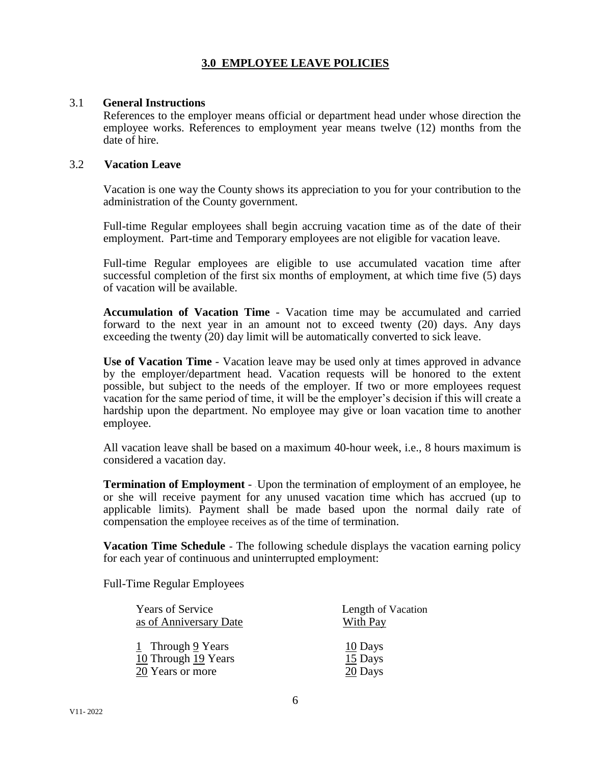# 3.0 EMPLOYEE LEAVE POLICIES

## 3.1 General Instructions

References to the employer means official or department head under whose direction the employee works. References to employment year means twelve (12) months from the date of hire.

## 3.2 Vacation Leave

Vacation is one way the County shows its appreciation to you for your contribution to the administration of the County government.

Full-time Regular employees shall begin accruing vacation time as of the date of their employment. Part-time and Temporary employees are not eligible for vacation leave.

Full-time Regular employees are eligible to use accumulated vacation time after successful completion of the first six months of employment, at which time five (5) days of vacation will be available.

**Accumulation of Vacation Time** - Vacation time may be accumulated and carried forward to the next year in an amount not to exceed twenty (20) days. Any days exceeding the twenty (20) day limit will be automatically converted to sick leave.

**Use of Vacation Time** - Vacation leave may be used only at times approved in advance by the employer/department head. Vacation requests will be honored to the extent possible, but subject to the needs of the employer. If two or more employees request vacation for the same period of time, it will be the employer's decision if this will create a hardship upon the department. No employee may give or loan vacation time to another employee.

All vacation leave shall be based on a maximum 40-hour week, i.e., 8 hours maximum is considered a vacation day.

**Termination of Employment** - Upon the termination of employment of an employee, he or she will receive payment for any unused vacation time which has accrued (up to applicable limits). Payment shall be made based upon the normal daily rate of compensation the employee receives as of the time of termination.

**Vacation Time Schedule** - The following schedule displays the vacation earning policy for each year of continuous and uninterrupted employment:

Full-Time Regular Employees

| Years of Service as of Anniversary Date | Length of Vacation With Pay |
|---|---|
| 1 Through 9 Years | 10 Days |
| 10 Through 19 Years | 15 Days |
| 20 Years or more | 20 Days |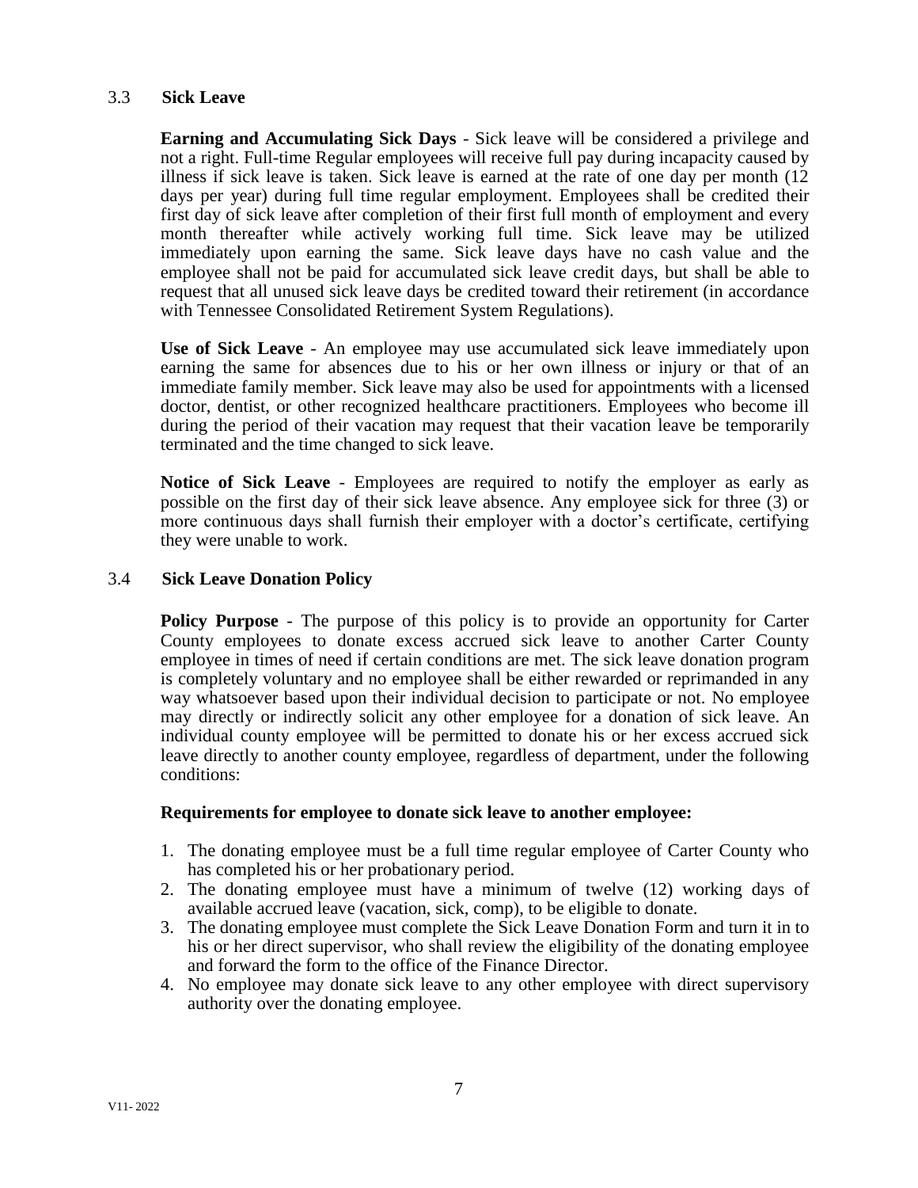## 3.3 Sick Leave

**Earning and Accumulating Sick Days** - Sick leave will be considered a privilege and not a right. Full-time Regular employees will receive full pay during incapacity caused by illness if sick leave is taken. Sick leave is earned at the rate of one day per month (12 days per year) during full time regular employment. Employees shall be credited their first day of sick leave after completion of their first full month of employment and every month thereafter while actively working full time. Sick leave may be utilized immediately upon earning the same. Sick leave days have no cash value and the employee shall not be paid for accumulated sick leave credit days, but shall be able to request that all unused sick leave days be credited toward their retirement (in accordance with Tennessee Consolidated Retirement System Regulations).

**Use of Sick Leave** - An employee may use accumulated sick leave immediately upon earning the same for absences due to his or her own illness or injury or that of an immediate family member. Sick leave may also be used for appointments with a licensed doctor, dentist, or other recognized healthcare practitioners. Employees who become ill during the period of their vacation may request that their vacation leave be temporarily terminated and the time changed to sick leave.

**Notice of Sick Leave** - Employees are required to notify the employer as early as possible on the first day of their sick leave absence. Any employee sick for three (3) or more continuous days shall furnish their employer with a doctor's certificate, certifying they were unable to work.

## 3.4 Sick Leave Donation Policy

**Policy Purpose** - The purpose of this policy is to provide an opportunity for Carter County employees to donate excess accrued sick leave to another Carter County employee in times of need if certain conditions are met. The sick leave donation program is completely voluntary and no employee shall be either rewarded or reprimanded in any way whatsoever based upon their individual decision to participate or not. No employee may directly or indirectly solicit any other employee for a donation of sick leave. An individual county employee will be permitted to donate his or her excess accrued sick leave directly to another county employee, regardless of department, under the following conditions:

**Requirements for employee to donate sick leave to another employee:**

1. The donating employee must be a full time regular employee of Carter County who has completed his or her probationary period.
2. The donating employee must have a minimum of twelve (12) working days of available accrued leave (vacation, sick, comp), to be eligible to donate.
3. The donating employee must complete the Sick Leave Donation Form and turn it in to his or her direct supervisor, who shall review the eligibility of the donating employee and forward the form to the office of the Finance Director.
4. No employee may donate sick leave to any other employee with direct supervisory authority over the donating employee.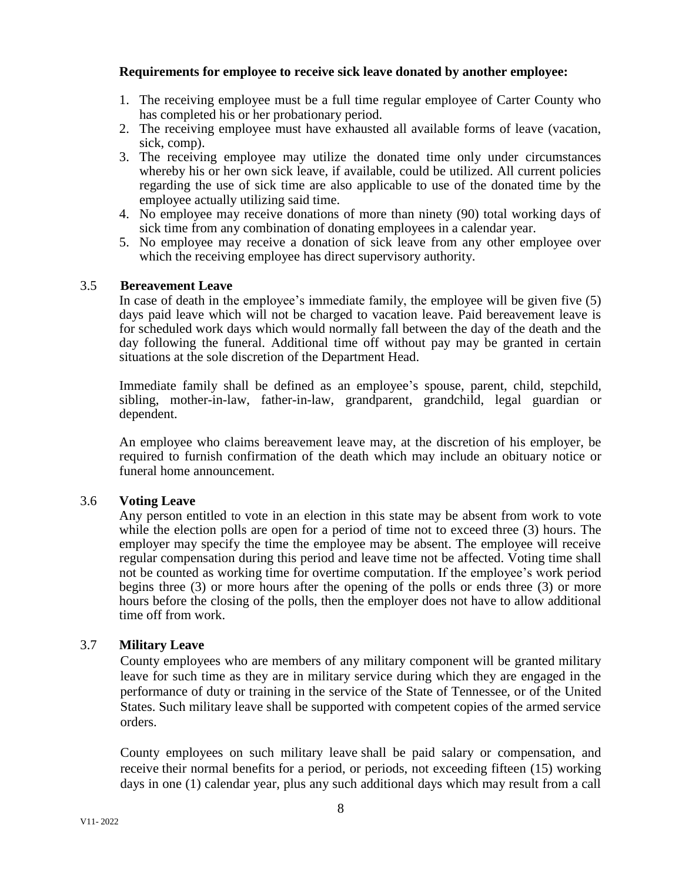**Requirements for employee to receive sick leave donated by another employee:**

1. The receiving employee must be a full time regular employee of Carter County who has completed his or her probationary period.
2. The receiving employee must have exhausted all available forms of leave (vacation, sick, comp).
3. The receiving employee may utilize the donated time only under circumstances whereby his or her own sick leave, if available, could be utilized. All current policies regarding the use of sick time are also applicable to use of the donated time by the employee actually utilizing said time.
4. No employee may receive donations of more than ninety (90) total working days of sick time from any combination of donating employees in a calendar year.
5. No employee may receive a donation of sick leave from any other employee over which the receiving employee has direct supervisory authority.

### 3.5 Bereavement Leave

In case of death in the employee's immediate family, the employee will be given five (5) days paid leave which will not be charged to vacation leave. Paid bereavement leave is for scheduled work days which would normally fall between the day of the death and the day following the funeral. Additional time off without pay may be granted in certain situations at the sole discretion of the Department Head.

Immediate family shall be defined as an employee's spouse, parent, child, stepchild, sibling, mother-in-law, father-in-law, grandparent, grandchild, legal guardian or dependent.

An employee who claims bereavement leave may, at the discretion of his employer, be required to furnish confirmation of the death which may include an obituary notice or funeral home announcement.

### 3.6 Voting Leave

Any person entitled to vote in an election in this state may be absent from work to vote while the election polls are open for a period of time not to exceed three (3) hours. The employer may specify the time the employee may be absent. The employee will receive regular compensation during this period and leave time not be affected. Voting time shall not be counted as working time for overtime computation. If the employee's work period begins three (3) or more hours after the opening of the polls or ends three (3) or more hours before the closing of the polls, then the employer does not have to allow additional time off from work.

### 3.7 Military Leave

County employees who are members of any military component will be granted military leave for such time as they are in military service during which they are engaged in the performance of duty or training in the service of the State of Tennessee, or of the United States. Such military leave shall be supported with competent copies of the armed service orders.

County employees on such military leave shall be paid salary or compensation, and receive their normal benefits for a period, or periods, not exceeding fifteen (15) working days in one (1) calendar year, plus any such additional days which may result from a call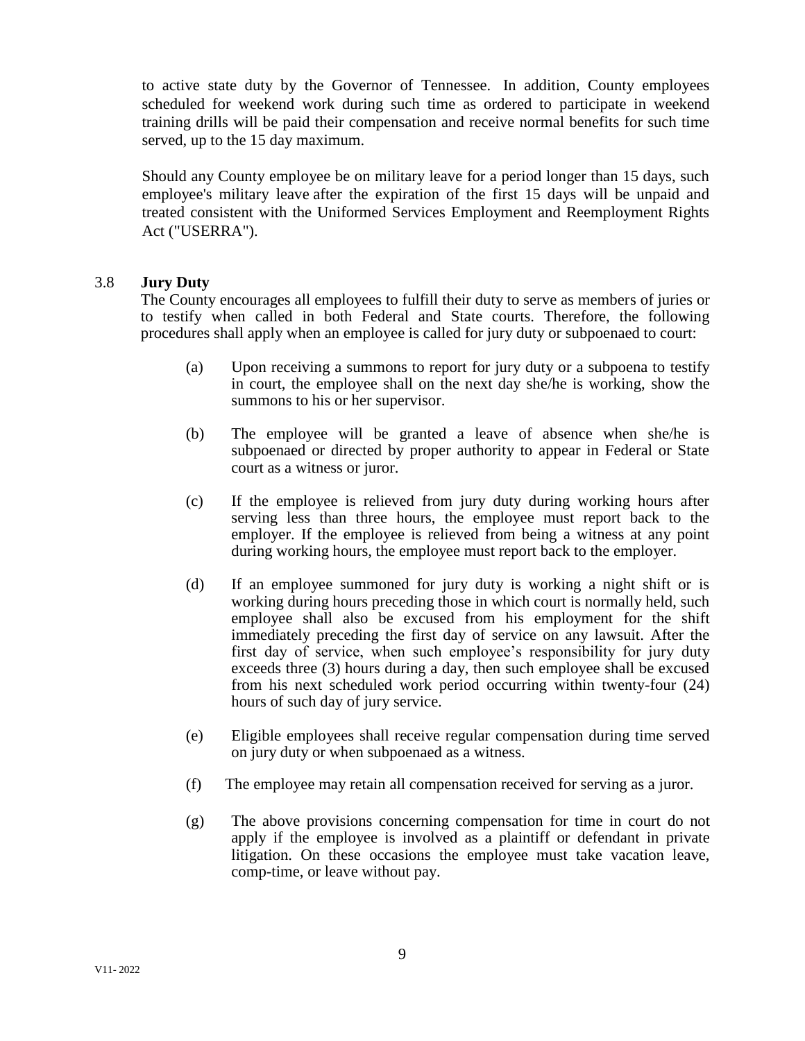to active state duty by the Governor of Tennessee. In addition, County employees scheduled for weekend work during such time as ordered to participate in weekend training drills will be paid their compensation and receive normal benefits for such time served, up to the 15 day maximum.

Should any County employee be on military leave for a period longer than 15 days, such employee's military leave after the expiration of the first 15 days will be unpaid and treated consistent with the Uniformed Services Employment and Reemployment Rights Act ("USERRA").

### 3.8 Jury Duty

The County encourages all employees to fulfill their duty to serve as members of juries or to testify when called in both Federal and State courts. Therefore, the following procedures shall apply when an employee is called for jury duty or subpoenaed to court:

(a) Upon receiving a summons to report for jury duty or a subpoena to testify in court, the employee shall on the next day she/he is working, show the summons to his or her supervisor.

(b) The employee will be granted a leave of absence when she/he is subpoenaed or directed by proper authority to appear in Federal or State court as a witness or juror.

(c) If the employee is relieved from jury duty during working hours after serving less than three hours, the employee must report back to the employer. If the employee is relieved from being a witness at any point during working hours, the employee must report back to the employer.

(d) If an employee summoned for jury duty is working a night shift or is working during hours preceding those in which court is normally held, such employee shall also be excused from his employment for the shift immediately preceding the first day of service on any lawsuit. After the first day of service, when such employee's responsibility for jury duty exceeds three (3) hours during a day, then such employee shall be excused from his next scheduled work period occurring within twenty-four (24) hours of such day of jury service.

(e) Eligible employees shall receive regular compensation during time served on jury duty or when subpoenaed as a witness.

(f) The employee may retain all compensation received for serving as a juror.

(g) The above provisions concerning compensation for time in court do not apply if the employee is involved as a plaintiff or defendant in private litigation. On these occasions the employee must take vacation leave, comp-time, or leave without pay.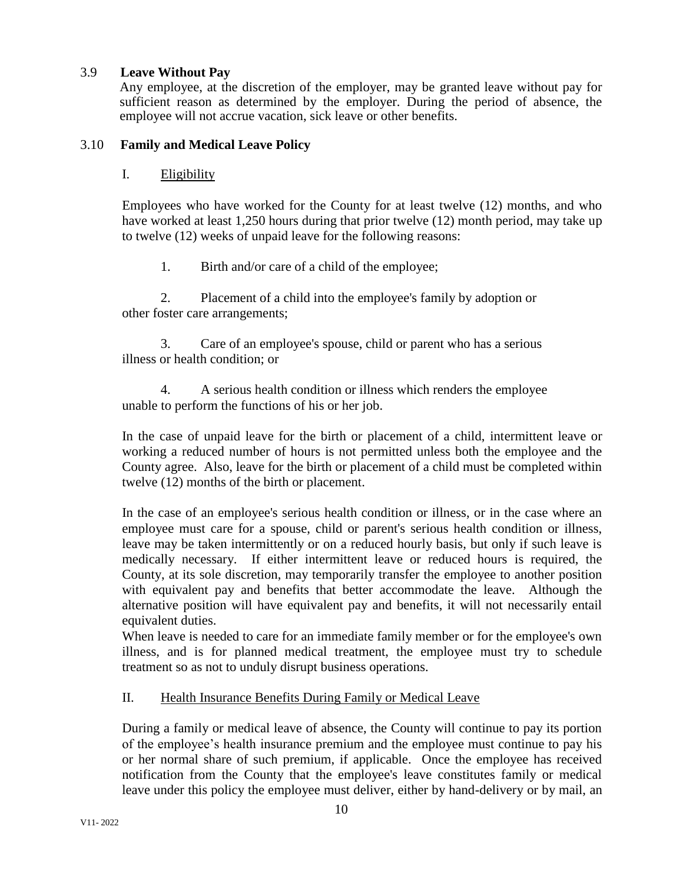## 3.9 Leave Without Pay

Any employee, at the discretion of the employer, may be granted leave without pay for sufficient reason as determined by the employer. During the period of absence, the employee will not accrue vacation, sick leave or other benefits.

## 3.10 Family and Medical Leave Policy

### I. Eligibility

Employees who have worked for the County for at least twelve (12) months, and who have worked at least 1,250 hours during that prior twelve (12) month period, may take up to twelve (12) weeks of unpaid leave for the following reasons:

1. Birth and/or care of a child of the employee;
2. Placement of a child into the employee's family by adoption or other foster care arrangements;
3. Care of an employee's spouse, child or parent who has a serious illness or health condition; or
4. A serious health condition or illness which renders the employee unable to perform the functions of his or her job.

In the case of unpaid leave for the birth or placement of a child, intermittent leave or working a reduced number of hours is not permitted unless both the employee and the County agree. Also, leave for the birth or placement of a child must be completed within twelve (12) months of the birth or placement.

In the case of an employee's serious health condition or illness, or in the case where an employee must care for a spouse, child or parent's serious health condition or illness, leave may be taken intermittently or on a reduced hourly basis, but only if such leave is medically necessary. If either intermittent leave or reduced hours is required, the County, at its sole discretion, may temporarily transfer the employee to another position with equivalent pay and benefits that better accommodate the leave. Although the alternative position will have equivalent pay and benefits, it will not necessarily entail equivalent duties.

When leave is needed to care for an immediate family member or for the employee's own illness, and is for planned medical treatment, the employee must try to schedule treatment so as not to unduly disrupt business operations.

### II. Health Insurance Benefits During Family or Medical Leave

During a family or medical leave of absence, the County will continue to pay its portion of the employee's health insurance premium and the employee must continue to pay his or her normal share of such premium, if applicable. Once the employee has received notification from the County that the employee's leave constitutes family or medical leave under this policy the employee must deliver, either by hand-delivery or by mail, an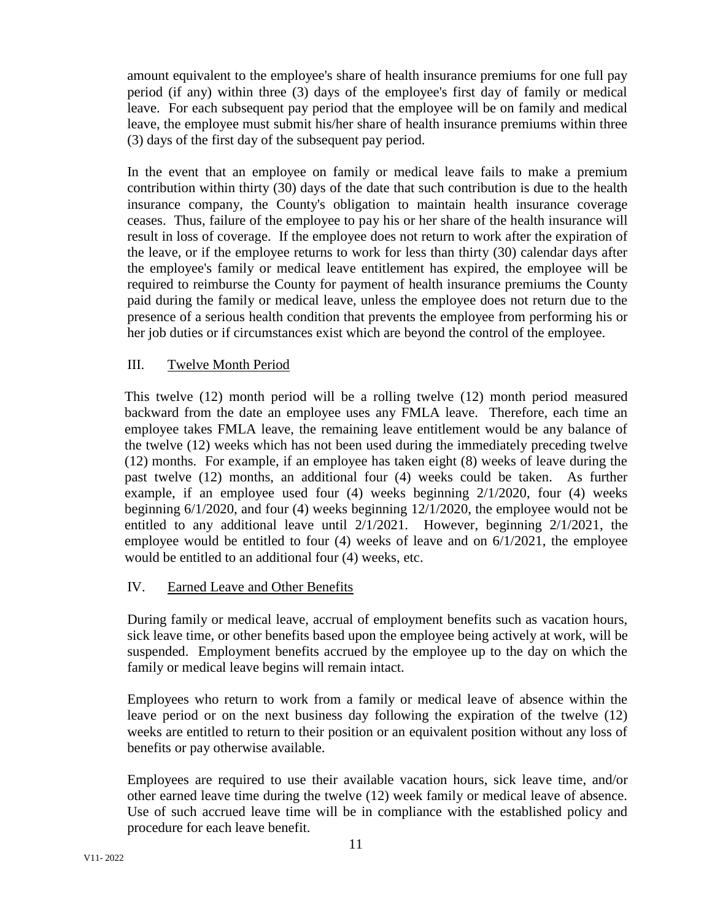amount equivalent to the employee's share of health insurance premiums for one full pay period (if any) within three (3) days of the employee's first day of family or medical leave. For each subsequent pay period that the employee will be on family and medical leave, the employee must submit his/her share of health insurance premiums within three (3) days of the first day of the subsequent pay period.

In the event that an employee on family or medical leave fails to make a premium contribution within thirty (30) days of the date that such contribution is due to the health insurance company, the County's obligation to maintain health insurance coverage ceases. Thus, failure of the employee to pay his or her share of the health insurance will result in loss of coverage. If the employee does not return to work after the expiration of the leave, or if the employee returns to work for less than thirty (30) calendar days after the employee's family or medical leave entitlement has expired, the employee will be required to reimburse the County for payment of health insurance premiums the County paid during the family or medical leave, unless the employee does not return due to the presence of a serious health condition that prevents the employee from performing his or her job duties or if circumstances exist which are beyond the control of the employee.

## III. Twelve Month Period

This twelve (12) month period will be a rolling twelve (12) month period measured backward from the date an employee uses any FMLA leave. Therefore, each time an employee takes FMLA leave, the remaining leave entitlement would be any balance of the twelve (12) weeks which has not been used during the immediately preceding twelve (12) months. For example, if an employee has taken eight (8) weeks of leave during the past twelve (12) months, an additional four (4) weeks could be taken. As further example, if an employee used four (4) weeks beginning 2/1/2020, four (4) weeks beginning 6/1/2020, and four (4) weeks beginning 12/1/2020, the employee would not be entitled to any additional leave until 2/1/2021. However, beginning 2/1/2021, the employee would be entitled to four (4) weeks of leave and on 6/1/2021, the employee would be entitled to an additional four (4) weeks, etc.

## IV. Earned Leave and Other Benefits

During family or medical leave, accrual of employment benefits such as vacation hours, sick leave time, or other benefits based upon the employee being actively at work, will be suspended. Employment benefits accrued by the employee up to the day on which the family or medical leave begins will remain intact.

Employees who return to work from a family or medical leave of absence within the leave period or on the next business day following the expiration of the twelve (12) weeks are entitled to return to their position or an equivalent position without any loss of benefits or pay otherwise available.

Employees are required to use their available vacation hours, sick leave time, and/or other earned leave time during the twelve (12) week family or medical leave of absence. Use of such accrued leave time will be in compliance with the established policy and procedure for each leave benefit.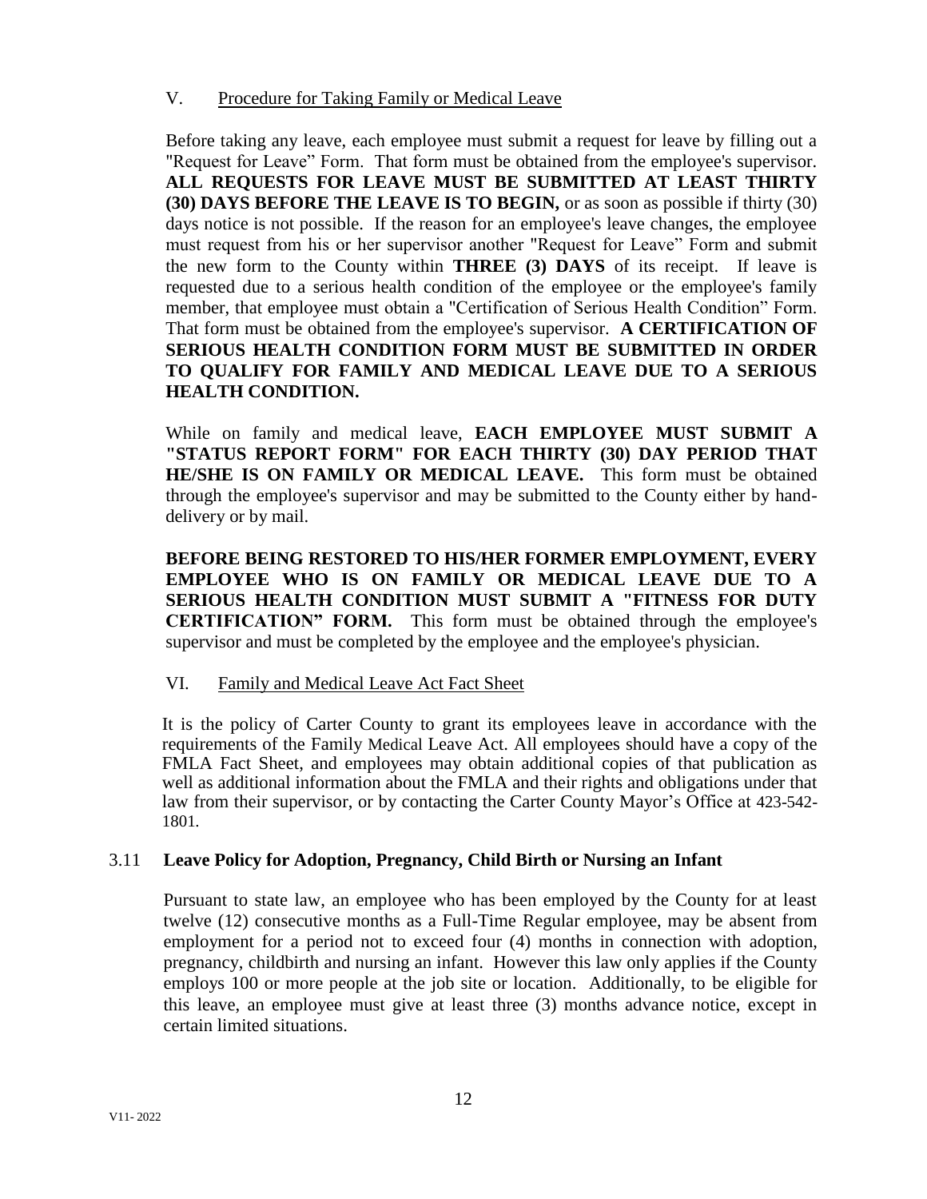### V. Procedure for Taking Family or Medical Leave

Before taking any leave, each employee must submit a request for leave by filling out a "Request for Leave" Form. That form must be obtained from the employee's supervisor. **ALL REQUESTS FOR LEAVE MUST BE SUBMITTED AT LEAST THIRTY (30) DAYS BEFORE THE LEAVE IS TO BEGIN,** or as soon as possible if thirty (30) days notice is not possible. If the reason for an employee's leave changes, the employee must request from his or her supervisor another "Request for Leave" Form and submit the new form to the County within **THREE (3) DAYS** of its receipt. If leave is requested due to a serious health condition of the employee or the employee's family member, that employee must obtain a "Certification of Serious Health Condition" Form. That form must be obtained from the employee's supervisor. **A CERTIFICATION OF SERIOUS HEALTH CONDITION FORM MUST BE SUBMITTED IN ORDER TO QUALIFY FOR FAMILY AND MEDICAL LEAVE DUE TO A SERIOUS HEALTH CONDITION.**

While on family and medical leave, **EACH EMPLOYEE MUST SUBMIT A "STATUS REPORT FORM" FOR EACH THIRTY (30) DAY PERIOD THAT HE/SHE IS ON FAMILY OR MEDICAL LEAVE.** This form must be obtained through the employee's supervisor and may be submitted to the County either by hand-delivery or by mail.

**BEFORE BEING RESTORED TO HIS/HER FORMER EMPLOYMENT, EVERY EMPLOYEE WHO IS ON FAMILY OR MEDICAL LEAVE DUE TO A SERIOUS HEALTH CONDITION MUST SUBMIT A "FITNESS FOR DUTY CERTIFICATION" FORM.** This form must be obtained through the employee's supervisor and must be completed by the employee and the employee's physician.

### VI. Family and Medical Leave Act Fact Sheet

It is the policy of Carter County to grant its employees leave in accordance with the requirements of the Family Medical Leave Act. All employees should have a copy of the FMLA Fact Sheet, and employees may obtain additional copies of that publication as well as additional information about the FMLA and their rights and obligations under that law from their supervisor, or by contacting the Carter County Mayor's Office at 423-542-1801.

## 3.11 Leave Policy for Adoption, Pregnancy, Child Birth or Nursing an Infant

Pursuant to state law, an employee who has been employed by the County for at least twelve (12) consecutive months as a Full-Time Regular employee, may be absent from employment for a period not to exceed four (4) months in connection with adoption, pregnancy, childbirth and nursing an infant. However this law only applies if the County employs 100 or more people at the job site or location. Additionally, to be eligible for this leave, an employee must give at least three (3) months advance notice, except in certain limited situations.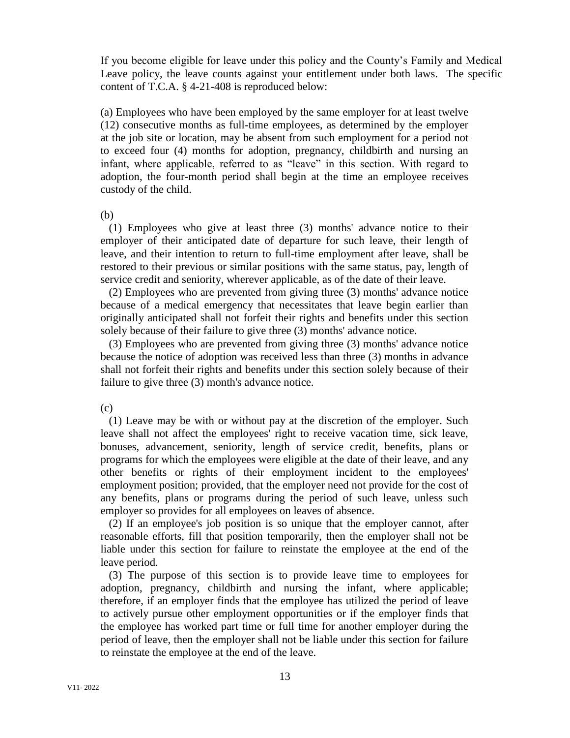If you become eligible for leave under this policy and the County's Family and Medical Leave policy, the leave counts against your entitlement under both laws. The specific content of T.C.A. § 4-21-408 is reproduced below:

(a) Employees who have been employed by the same employer for at least twelve (12) consecutive months as full-time employees, as determined by the employer at the job site or location, may be absent from such employment for a period not to exceed four (4) months for adoption, pregnancy, childbirth and nursing an infant, where applicable, referred to as "leave" in this section. With regard to adoption, the four-month period shall begin at the time an employee receives custody of the child.

(b)

(1) Employees who give at least three (3) months' advance notice to their employer of their anticipated date of departure for such leave, their length of leave, and their intention to return to full-time employment after leave, shall be restored to their previous or similar positions with the same status, pay, length of service credit and seniority, wherever applicable, as of the date of their leave.

(2) Employees who are prevented from giving three (3) months' advance notice because of a medical emergency that necessitates that leave begin earlier than originally anticipated shall not forfeit their rights and benefits under this section solely because of their failure to give three (3) months' advance notice.

(3) Employees who are prevented from giving three (3) months' advance notice because the notice of adoption was received less than three (3) months in advance shall not forfeit their rights and benefits under this section solely because of their failure to give three (3) month's advance notice.

(c)

(1) Leave may be with or without pay at the discretion of the employer. Such leave shall not affect the employees' right to receive vacation time, sick leave, bonuses, advancement, seniority, length of service credit, benefits, plans or programs for which the employees were eligible at the date of their leave, and any other benefits or rights of their employment incident to the employees' employment position; provided, that the employer need not provide for the cost of any benefits, plans or programs during the period of such leave, unless such employer so provides for all employees on leaves of absence.

(2) If an employee's job position is so unique that the employer cannot, after reasonable efforts, fill that position temporarily, then the employer shall not be liable under this section for failure to reinstate the employee at the end of the leave period.

(3) The purpose of this section is to provide leave time to employees for adoption, pregnancy, childbirth and nursing the infant, where applicable; therefore, if an employer finds that the employee has utilized the period of leave to actively pursue other employment opportunities or if the employer finds that the employee has worked part time or full time for another employer during the period of leave, then the employer shall not be liable under this section for failure to reinstate the employee at the end of the leave.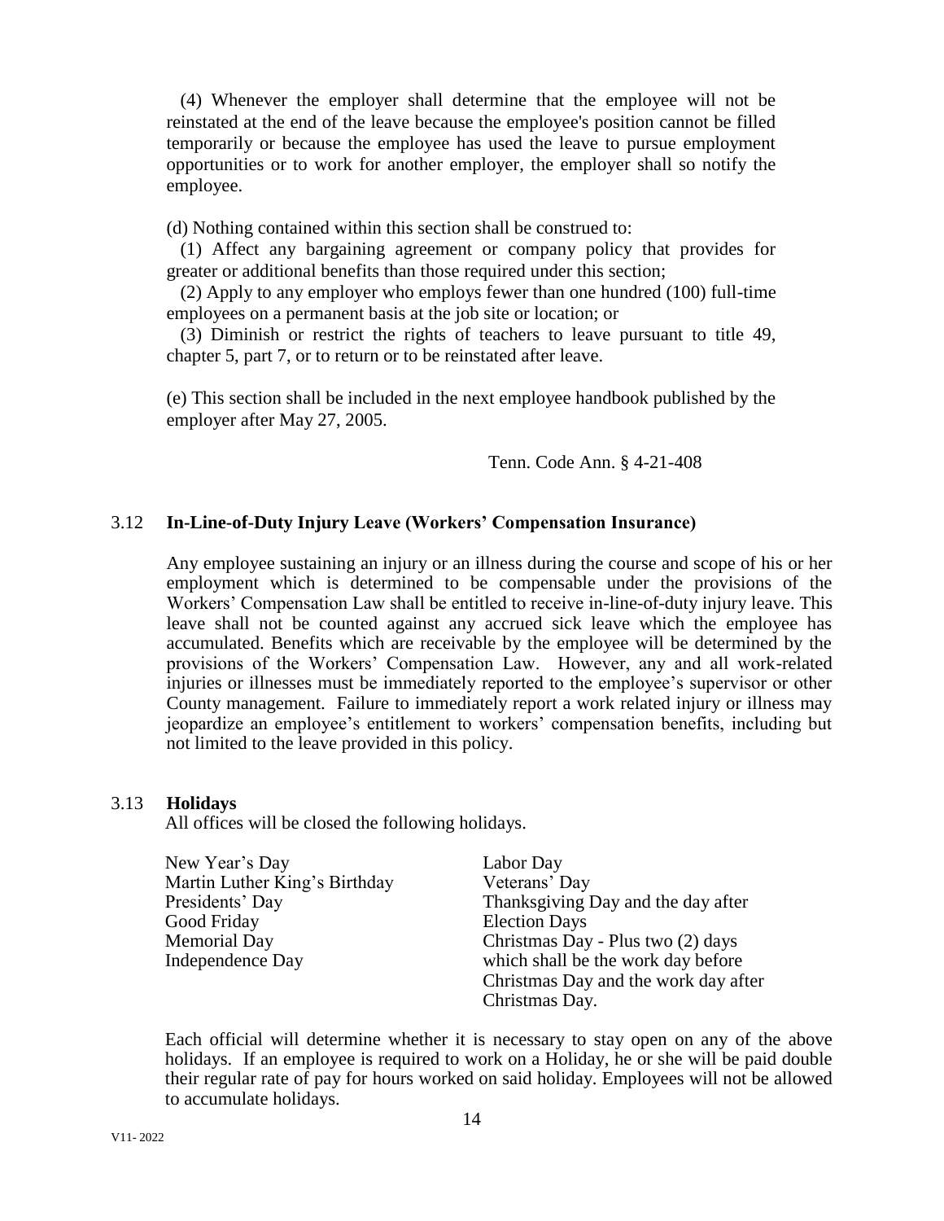(4) Whenever the employer shall determine that the employee will not be reinstated at the end of the leave because the employee's position cannot be filled temporarily or because the employee has used the leave to pursue employment opportunities or to work for another employer, the employer shall so notify the employee.

(d) Nothing contained within this section shall be construed to:

(1) Affect any bargaining agreement or company policy that provides for greater or additional benefits than those required under this section;

(2) Apply to any employer who employs fewer than one hundred (100) full-time employees on a permanent basis at the job site or location; or

(3) Diminish or restrict the rights of teachers to leave pursuant to title 49, chapter 5, part 7, or to return or to be reinstated after leave.

(e) This section shall be included in the next employee handbook published by the employer after May 27, 2005.

Tenn. Code Ann. § 4-21-408

## 3.12 In-Line-of-Duty Injury Leave (Workers' Compensation Insurance)

Any employee sustaining an injury or an illness during the course and scope of his or her employment which is determined to be compensable under the provisions of the Workers' Compensation Law shall be entitled to receive in-line-of-duty injury leave. This leave shall not be counted against any accrued sick leave which the employee has accumulated. Benefits which are receivable by the employee will be determined by the provisions of the Workers' Compensation Law. However, any and all work-related injuries or illnesses must be immediately reported to the employee's supervisor or other County management. Failure to immediately report a work related injury or illness may jeopardize an employee's entitlement to workers' compensation benefits, including but not limited to the leave provided in this policy.

## 3.13 Holidays

All offices will be closed the following holidays.

- New Year's Day
- Martin Luther King's Birthday
- Presidents' Day
- Good Friday
- Memorial Day
- Independence Day
- Labor Day
- Veterans' Day
- Thanksgiving Day and the day after
- Election Days
- Christmas Day - Plus two (2) days which shall be the work day before Christmas Day and the work day after Christmas Day.

Each official will determine whether it is necessary to stay open on any of the above holidays. If an employee is required to work on a Holiday, he or she will be paid double their regular rate of pay for hours worked on said holiday. Employees will not be allowed to accumulate holidays.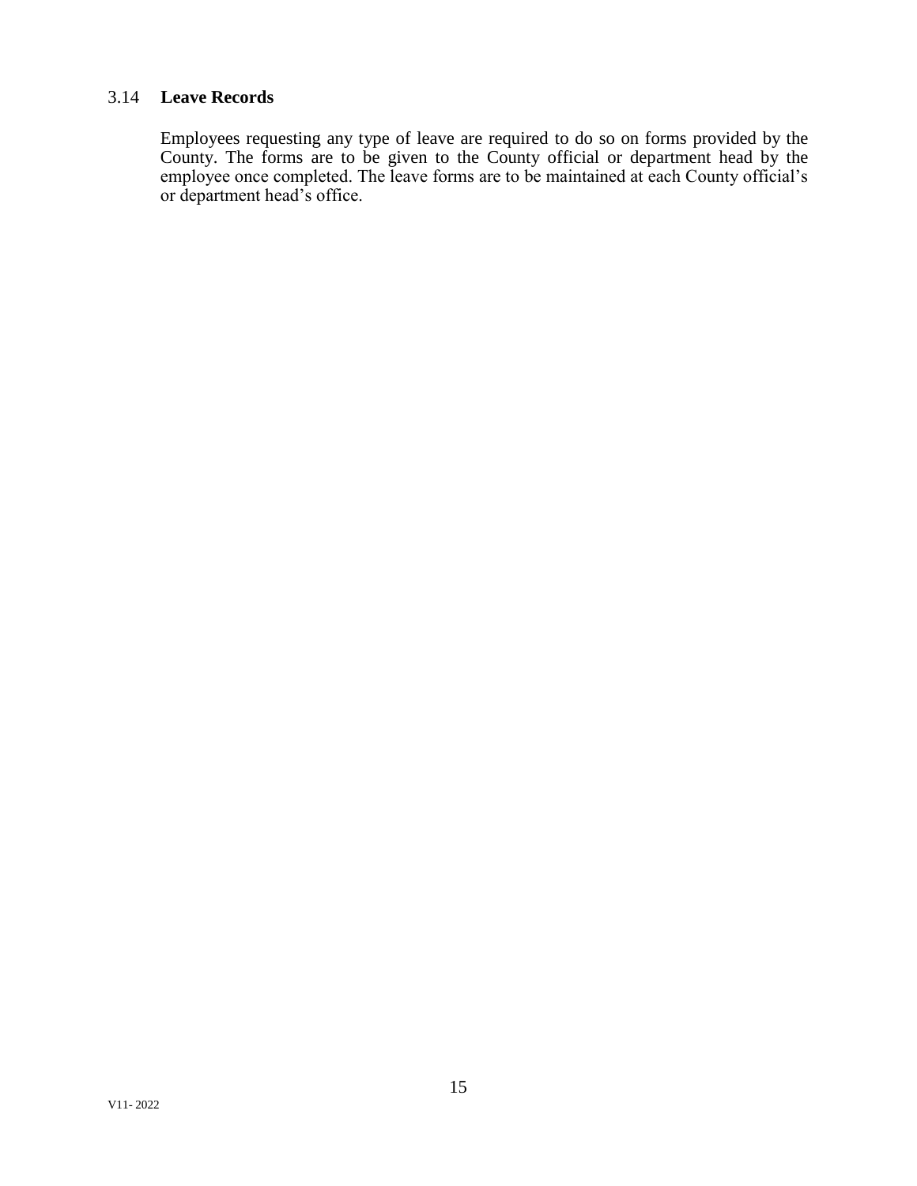### 3.14 **Leave Records**

Employees requesting any type of leave are required to do so on forms provided by the County. The forms are to be given to the County official or department head by the employee once completed. The leave forms are to be maintained at each County official's or department head's office.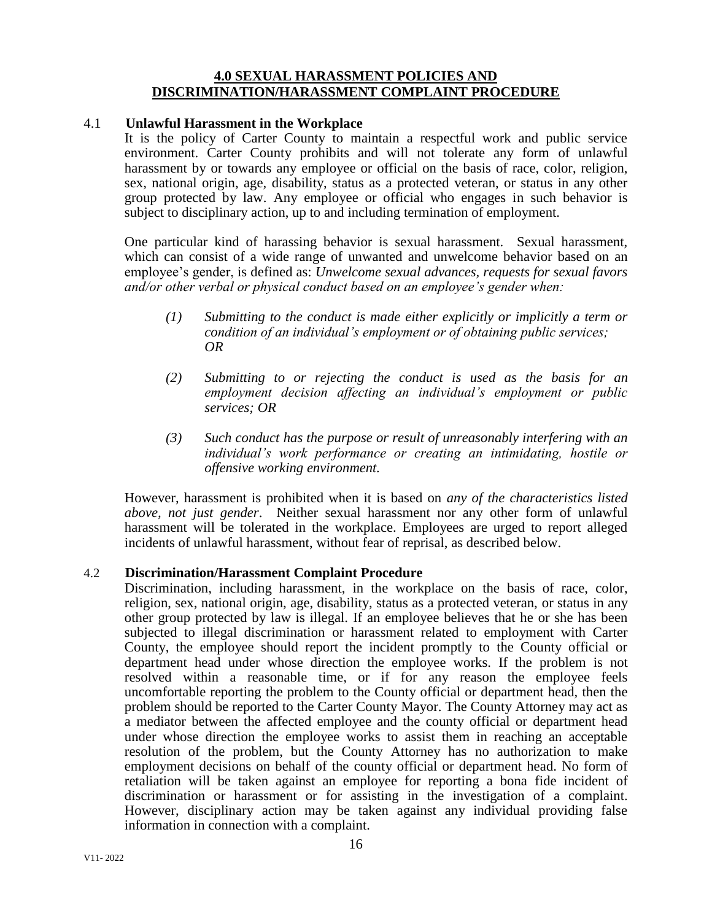## 4.0 SEXUAL HARASSMENT POLICIES AND DISCRIMINATION/HARASSMENT COMPLAINT PROCEDURE

### 4.1 Unlawful Harassment in the Workplace

It is the policy of Carter County to maintain a respectful work and public service environment. Carter County prohibits and will not tolerate any form of unlawful harassment by or towards any employee or official on the basis of race, color, religion, sex, national origin, age, disability, status as a protected veteran, or status in any other group protected by law. Any employee or official who engages in such behavior is subject to disciplinary action, up to and including termination of employment.

One particular kind of harassing behavior is sexual harassment. Sexual harassment, which can consist of a wide range of unwanted and unwelcome behavior based on an employee's gender, is defined as: *Unwelcome sexual advances, requests for sexual favors and/or other verbal or physical conduct based on an employee's gender when:*

*(1) Submitting to the conduct is made either explicitly or implicitly a term or condition of an individual's employment or of obtaining public services; OR*

*(2) Submitting to or rejecting the conduct is used as the basis for an employment decision affecting an individual's employment or public services; OR*

*(3) Such conduct has the purpose or result of unreasonably interfering with an individual's work performance or creating an intimidating, hostile or offensive working environment.*

However, harassment is prohibited when it is based on *any of the characteristics listed above, not just gender*. Neither sexual harassment nor any other form of unlawful harassment will be tolerated in the workplace. Employees are urged to report alleged incidents of unlawful harassment, without fear of reprisal, as described below.

### 4.2 Discrimination/Harassment Complaint Procedure

Discrimination, including harassment, in the workplace on the basis of race, color, religion, sex, national origin, age, disability, status as a protected veteran, or status in any other group protected by law is illegal. If an employee believes that he or she has been subjected to illegal discrimination or harassment related to employment with Carter County, the employee should report the incident promptly to the County official or department head under whose direction the employee works. If the problem is not resolved within a reasonable time, or if for any reason the employee feels uncomfortable reporting the problem to the County official or department head, then the problem should be reported to the Carter County Mayor. The County Attorney may act as a mediator between the affected employee and the county official or department head under whose direction the employee works to assist them in reaching an acceptable resolution of the problem, but the County Attorney has no authorization to make employment decisions on behalf of the county official or department head. No form of retaliation will be taken against an employee for reporting a bona fide incident of discrimination or harassment or for assisting in the investigation of a complaint. However, disciplinary action may be taken against any individual providing false information in connection with a complaint.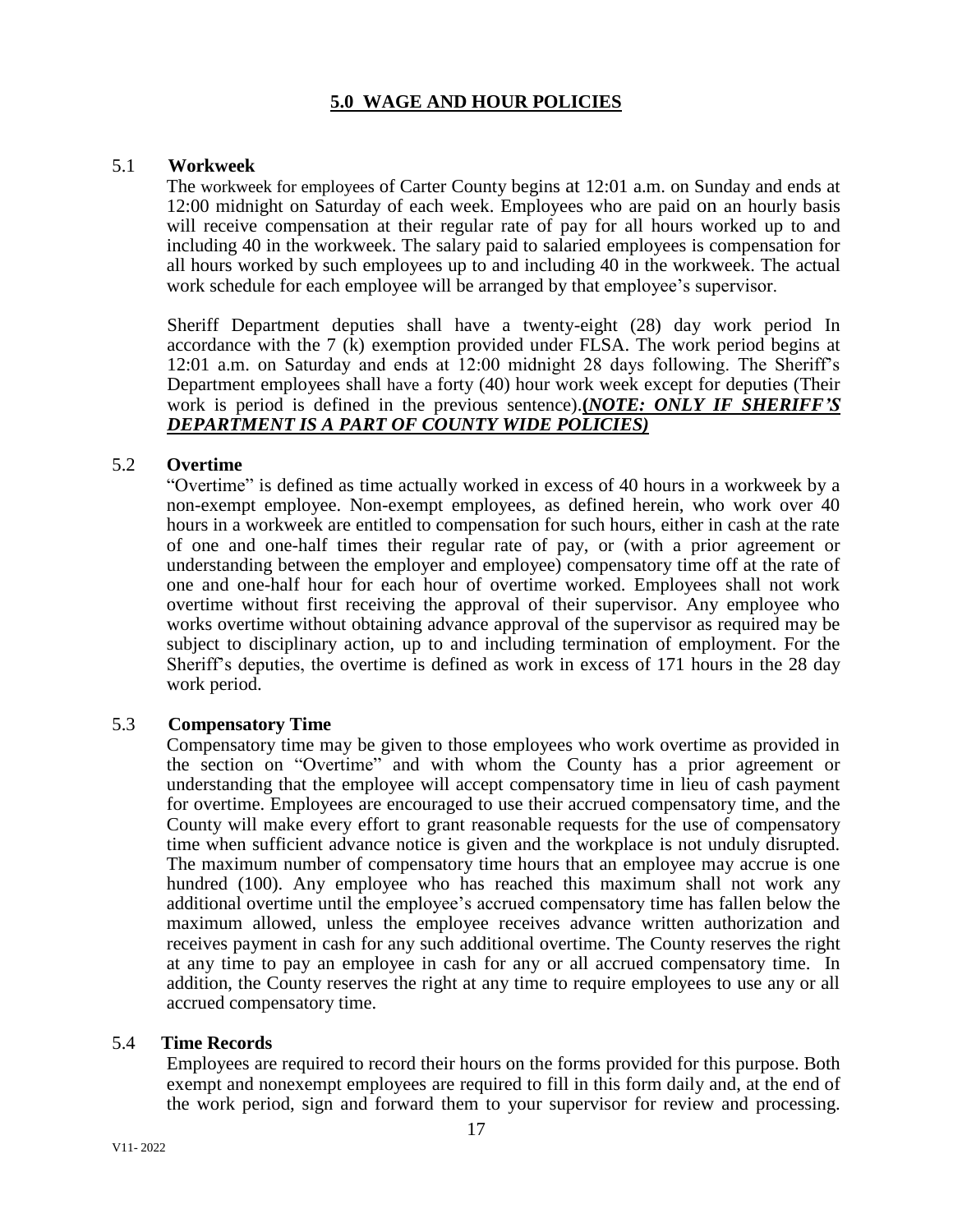## 5.0 WAGE AND HOUR POLICIES

### 5.1 Workweek

The workweek for employees of Carter County begins at 12:01 a.m. on Sunday and ends at 12:00 midnight on Saturday of each week. Employees who are paid on an hourly basis will receive compensation at their regular rate of pay for all hours worked up to and including 40 in the workweek. The salary paid to salaried employees is compensation for all hours worked by such employees up to and including 40 in the workweek. The actual work schedule for each employee will be arranged by that employee's supervisor.

Sheriff Department deputies shall have a twenty-eight (28) day work period In accordance with the 7 (k) exemption provided under FLSA. The work period begins at 12:01 a.m. on Saturday and ends at 12:00 midnight 28 days following. The Sheriff's Department employees shall have a forty (40) hour work week except for deputies (Their work is period is defined in the previous sentence).***(NOTE: ONLY IF SHERIFF'S DEPARTMENT IS A PART OF COUNTY WIDE POLICIES)***

### 5.2 Overtime

"Overtime" is defined as time actually worked in excess of 40 hours in a workweek by a non-exempt employee. Non-exempt employees, as defined herein, who work over 40 hours in a workweek are entitled to compensation for such hours, either in cash at the rate of one and one-half times their regular rate of pay, or (with a prior agreement or understanding between the employer and employee) compensatory time off at the rate of one and one-half hour for each hour of overtime worked. Employees shall not work overtime without first receiving the approval of their supervisor. Any employee who works overtime without obtaining advance approval of the supervisor as required may be subject to disciplinary action, up to and including termination of employment. For the Sheriff's deputies, the overtime is defined as work in excess of 171 hours in the 28 day work period.

### 5.3 Compensatory Time

Compensatory time may be given to those employees who work overtime as provided in the section on "Overtime" and with whom the County has a prior agreement or understanding that the employee will accept compensatory time in lieu of cash payment for overtime. Employees are encouraged to use their accrued compensatory time, and the County will make every effort to grant reasonable requests for the use of compensatory time when sufficient advance notice is given and the workplace is not unduly disrupted. The maximum number of compensatory time hours that an employee may accrue is one hundred (100). Any employee who has reached this maximum shall not work any additional overtime until the employee's accrued compensatory time has fallen below the maximum allowed, unless the employee receives advance written authorization and receives payment in cash for any such additional overtime. The County reserves the right at any time to pay an employee in cash for any or all accrued compensatory time. In addition, the County reserves the right at any time to require employees to use any or all accrued compensatory time.

### 5.4 Time Records

Employees are required to record their hours on the forms provided for this purpose. Both exempt and nonexempt employees are required to fill in this form daily and, at the end of the work period, sign and forward them to your supervisor for review and processing.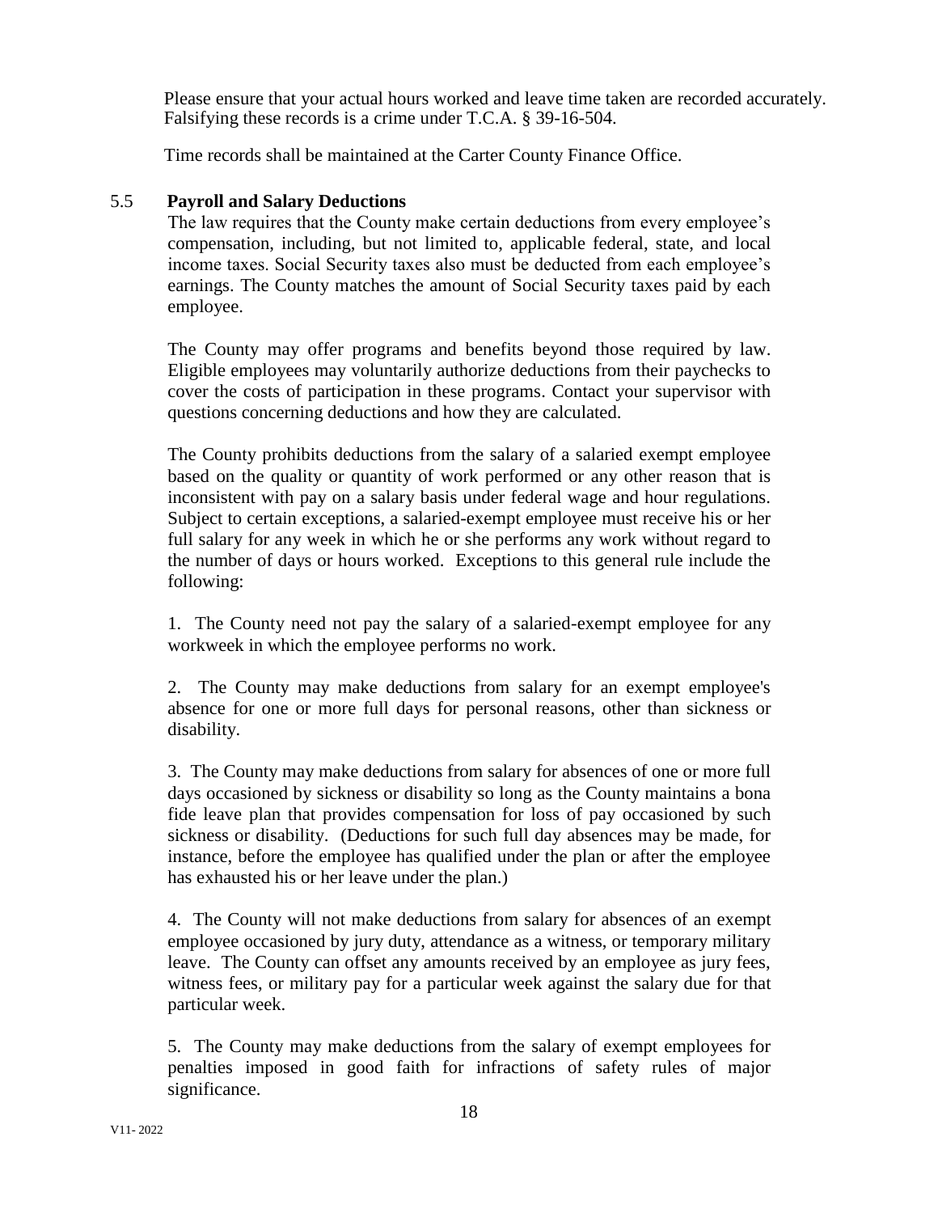Please ensure that your actual hours worked and leave time taken are recorded accurately. Falsifying these records is a crime under T.C.A. § 39-16-504.

Time records shall be maintained at the Carter County Finance Office.

### 5.5 Payroll and Salary Deductions

The law requires that the County make certain deductions from every employee's compensation, including, but not limited to, applicable federal, state, and local income taxes. Social Security taxes also must be deducted from each employee's earnings. The County matches the amount of Social Security taxes paid by each employee.

The County may offer programs and benefits beyond those required by law. Eligible employees may voluntarily authorize deductions from their paychecks to cover the costs of participation in these programs. Contact your supervisor with questions concerning deductions and how they are calculated.

The County prohibits deductions from the salary of a salaried exempt employee based on the quality or quantity of work performed or any other reason that is inconsistent with pay on a salary basis under federal wage and hour regulations. Subject to certain exceptions, a salaried-exempt employee must receive his or her full salary for any week in which he or she performs any work without regard to the number of days or hours worked. Exceptions to this general rule include the following:

1. The County need not pay the salary of a salaried-exempt employee for any workweek in which the employee performs no work.

2. The County may make deductions from salary for an exempt employee's absence for one or more full days for personal reasons, other than sickness or disability.

3. The County may make deductions from salary for absences of one or more full days occasioned by sickness or disability so long as the County maintains a bona fide leave plan that provides compensation for loss of pay occasioned by such sickness or disability. (Deductions for such full day absences may be made, for instance, before the employee has qualified under the plan or after the employee has exhausted his or her leave under the plan.)

4. The County will not make deductions from salary for absences of an exempt employee occasioned by jury duty, attendance as a witness, or temporary military leave. The County can offset any amounts received by an employee as jury fees, witness fees, or military pay for a particular week against the salary due for that particular week.

5. The County may make deductions from the salary of exempt employees for penalties imposed in good faith for infractions of safety rules of major significance.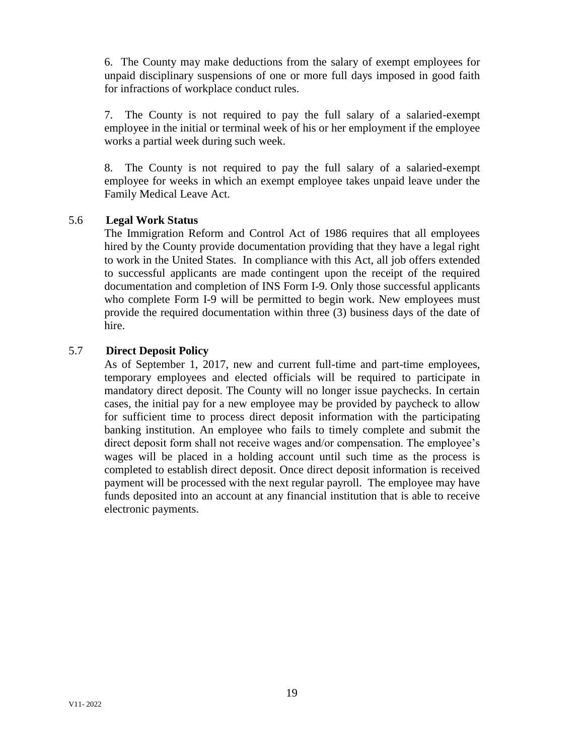6. The County may make deductions from the salary of exempt employees for unpaid disciplinary suspensions of one or more full days imposed in good faith for infractions of workplace conduct rules.

7. The County is not required to pay the full salary of a salaried-exempt employee in the initial or terminal week of his or her employment if the employee works a partial week during such week.

8. The County is not required to pay the full salary of a salaried-exempt employee for weeks in which an exempt employee takes unpaid leave under the Family Medical Leave Act.

### 5.6 Legal Work Status

The Immigration Reform and Control Act of 1986 requires that all employees hired by the County provide documentation providing that they have a legal right to work in the United States. In compliance with this Act, all job offers extended to successful applicants are made contingent upon the receipt of the required documentation and completion of INS Form I-9. Only those successful applicants who complete Form I-9 will be permitted to begin work. New employees must provide the required documentation within three (3) business days of the date of hire.

### 5.7 Direct Deposit Policy

As of September 1, 2017, new and current full-time and part-time employees, temporary employees and elected officials will be required to participate in mandatory direct deposit. The County will no longer issue paychecks. In certain cases, the initial pay for a new employee may be provided by paycheck to allow for sufficient time to process direct deposit information with the participating banking institution. An employee who fails to timely complete and submit the direct deposit form shall not receive wages and/or compensation. The employee's wages will be placed in a holding account until such time as the process is completed to establish direct deposit. Once direct deposit information is received payment will be processed with the next regular payroll. The employee may have funds deposited into an account at any financial institution that is able to receive electronic payments.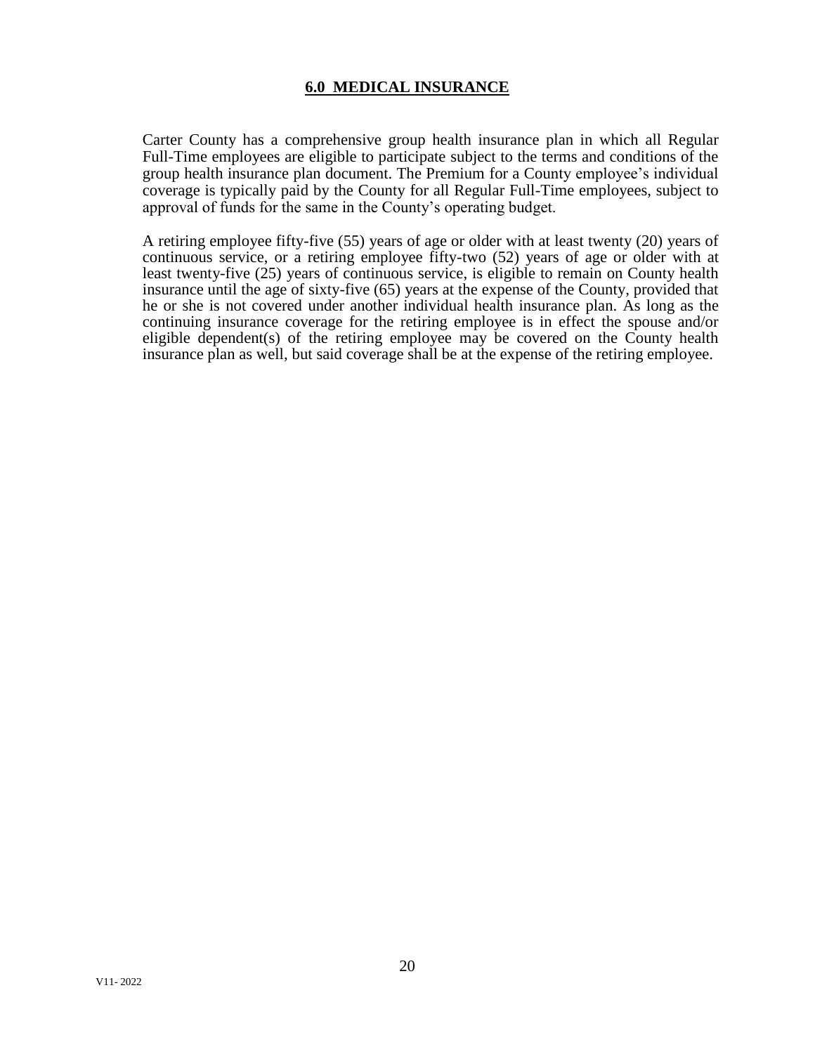## 6.0 MEDICAL INSURANCE

Carter County has a comprehensive group health insurance plan in which all Regular Full-Time employees are eligible to participate subject to the terms and conditions of the group health insurance plan document. The Premium for a County employee's individual coverage is typically paid by the County for all Regular Full-Time employees, subject to approval of funds for the same in the County's operating budget.

A retiring employee fifty-five (55) years of age or older with at least twenty (20) years of continuous service, or a retiring employee fifty-two (52) years of age or older with at least twenty-five (25) years of continuous service, is eligible to remain on County health insurance until the age of sixty-five (65) years at the expense of the County, provided that he or she is not covered under another individual health insurance plan. As long as the continuing insurance coverage for the retiring employee is in effect the spouse and/or eligible dependent(s) of the retiring employee may be covered on the County health insurance plan as well, but said coverage shall be at the expense of the retiring employee.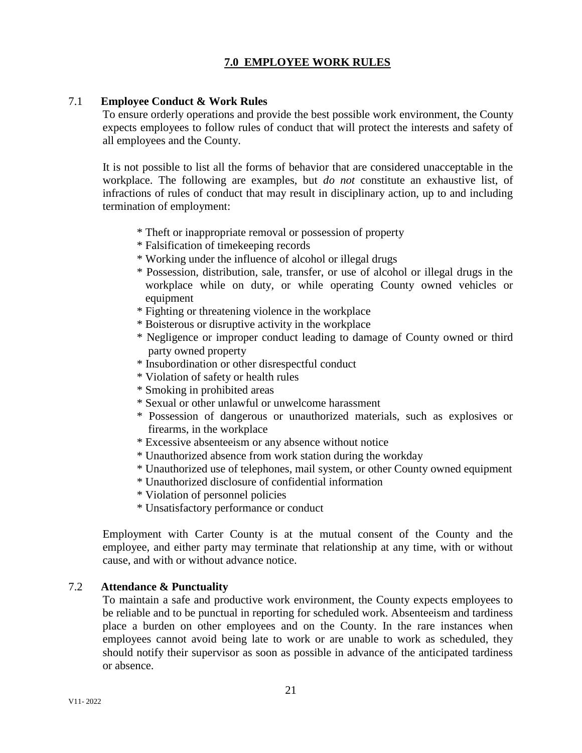# 7.0 EMPLOYEE WORK RULES

## 7.1 Employee Conduct & Work Rules

To ensure orderly operations and provide the best possible work environment, the County expects employees to follow rules of conduct that will protect the interests and safety of all employees and the County.

It is not possible to list all the forms of behavior that are considered unacceptable in the workplace. The following are examples, but *do not* constitute an exhaustive list, of infractions of rules of conduct that may result in disciplinary action, up to and including termination of employment:

* Theft or inappropriate removal or possession of property
* Falsification of timekeeping records
* Working under the influence of alcohol or illegal drugs
* Possession, distribution, sale, transfer, or use of alcohol or illegal drugs in the workplace while on duty, or while operating County owned vehicles or equipment
* Fighting or threatening violence in the workplace
* Boisterous or disruptive activity in the workplace
* Negligence or improper conduct leading to damage of County owned or third party owned property
* Insubordination or other disrespectful conduct
* Violation of safety or health rules
* Smoking in prohibited areas
* Sexual or other unlawful or unwelcome harassment
* Possession of dangerous or unauthorized materials, such as explosives or firearms, in the workplace
* Excessive absenteeism or any absence without notice
* Unauthorized absence from work station during the workday
* Unauthorized use of telephones, mail system, or other County owned equipment
* Unauthorized disclosure of confidential information
* Violation of personnel policies
* Unsatisfactory performance or conduct

Employment with Carter County is at the mutual consent of the County and the employee, and either party may terminate that relationship at any time, with or without cause, and with or without advance notice.

## 7.2 Attendance & Punctuality

To maintain a safe and productive work environment, the County expects employees to be reliable and to be punctual in reporting for scheduled work. Absenteeism and tardiness place a burden on other employees and on the County. In the rare instances when employees cannot avoid being late to work or are unable to work as scheduled, they should notify their supervisor as soon as possible in advance of the anticipated tardiness or absence.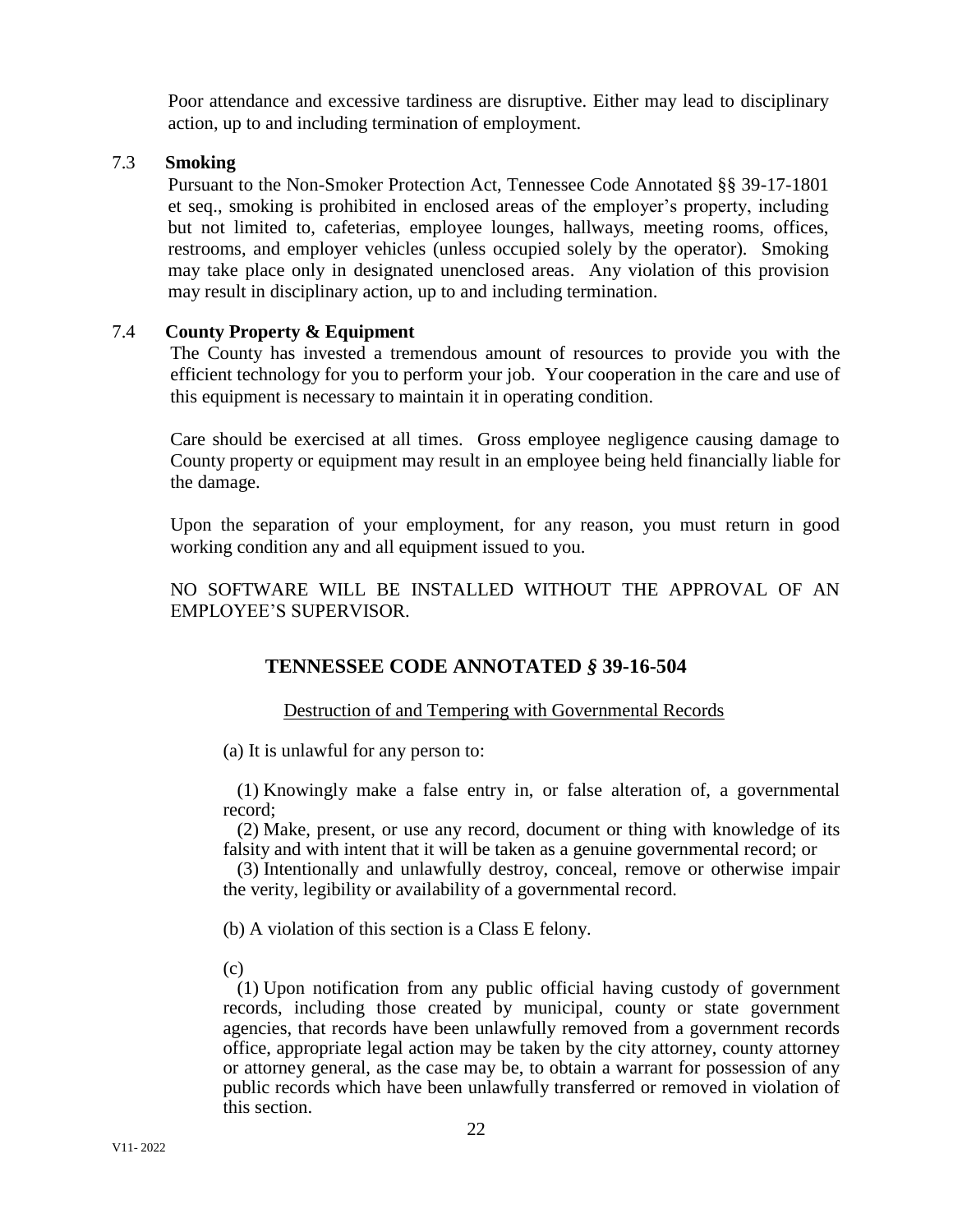Poor attendance and excessive tardiness are disruptive. Either may lead to disciplinary action, up to and including termination of employment.

### 7.3 Smoking

Pursuant to the Non-Smoker Protection Act, Tennessee Code Annotated §§ 39-17-1801 et seq., smoking is prohibited in enclosed areas of the employer's property, including but not limited to, cafeterias, employee lounges, hallways, meeting rooms, offices, restrooms, and employer vehicles (unless occupied solely by the operator). Smoking may take place only in designated unenclosed areas. Any violation of this provision may result in disciplinary action, up to and including termination.

### 7.4 County Property & Equipment

The County has invested a tremendous amount of resources to provide you with the efficient technology for you to perform your job. Your cooperation in the care and use of this equipment is necessary to maintain it in operating condition.

Care should be exercised at all times. Gross employee negligence causing damage to County property or equipment may result in an employee being held financially liable for the damage.

Upon the separation of your employment, for any reason, you must return in good working condition any and all equipment issued to you.

NO SOFTWARE WILL BE INSTALLED WITHOUT THE APPROVAL OF AN EMPLOYEE'S SUPERVISOR.

## TENNESSEE CODE ANNOTATED *§* 39-16-504

Destruction of and Tempering with Governmental Records

(a) It is unlawful for any person to:

(1) Knowingly make a false entry in, or false alteration of, a governmental record;
(2) Make, present, or use any record, document or thing with knowledge of its falsity and with intent that it will be taken as a genuine governmental record; or
(3) Intentionally and unlawfully destroy, conceal, remove or otherwise impair the verity, legibility or availability of a governmental record.

(b) A violation of this section is a Class E felony.

(c)

(1) Upon notification from any public official having custody of government records, including those created by municipal, county or state government agencies, that records have been unlawfully removed from a government records office, appropriate legal action may be taken by the city attorney, county attorney or attorney general, as the case may be, to obtain a warrant for possession of any public records which have been unlawfully transferred or removed in violation of this section.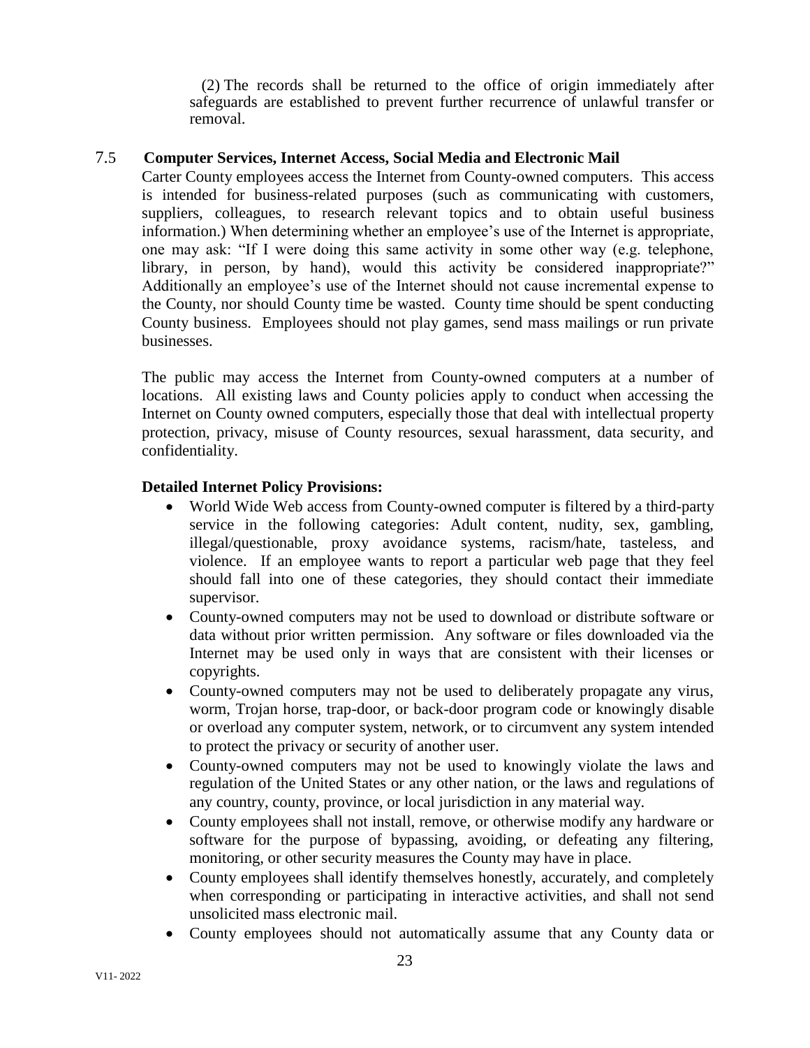(2) The records shall be returned to the office of origin immediately after safeguards are established to prevent further recurrence of unlawful transfer or removal.

## 7.5 Computer Services, Internet Access, Social Media and Electronic Mail

Carter County employees access the Internet from County-owned computers. This access is intended for business-related purposes (such as communicating with customers, suppliers, colleagues, to research relevant topics and to obtain useful business information.) When determining whether an employee's use of the Internet is appropriate, one may ask: "If I were doing this same activity in some other way (e.g. telephone, library, in person, by hand), would this activity be considered inappropriate?" Additionally an employee's use of the Internet should not cause incremental expense to the County, nor should County time be wasted. County time should be spent conducting County business. Employees should not play games, send mass mailings or run private businesses.

The public may access the Internet from County-owned computers at a number of locations. All existing laws and County policies apply to conduct when accessing the Internet on County owned computers, especially those that deal with intellectual property protection, privacy, misuse of County resources, sexual harassment, data security, and confidentiality.

**Detailed Internet Policy Provisions:**

- World Wide Web access from County-owned computer is filtered by a third-party service in the following categories: Adult content, nudity, sex, gambling, illegal/questionable, proxy avoidance systems, racism/hate, tasteless, and violence. If an employee wants to report a particular web page that they feel should fall into one of these categories, they should contact their immediate supervisor.
- County-owned computers may not be used to download or distribute software or data without prior written permission. Any software or files downloaded via the Internet may be used only in ways that are consistent with their licenses or copyrights.
- County-owned computers may not be used to deliberately propagate any virus, worm, Trojan horse, trap-door, or back-door program code or knowingly disable or overload any computer system, network, or to circumvent any system intended to protect the privacy or security of another user.
- County-owned computers may not be used to knowingly violate the laws and regulation of the United States or any other nation, or the laws and regulations of any country, county, province, or local jurisdiction in any material way.
- County employees shall not install, remove, or otherwise modify any hardware or software for the purpose of bypassing, avoiding, or defeating any filtering, monitoring, or other security measures the County may have in place.
- County employees shall identify themselves honestly, accurately, and completely when corresponding or participating in interactive activities, and shall not send unsolicited mass electronic mail.
- County employees should not automatically assume that any County data or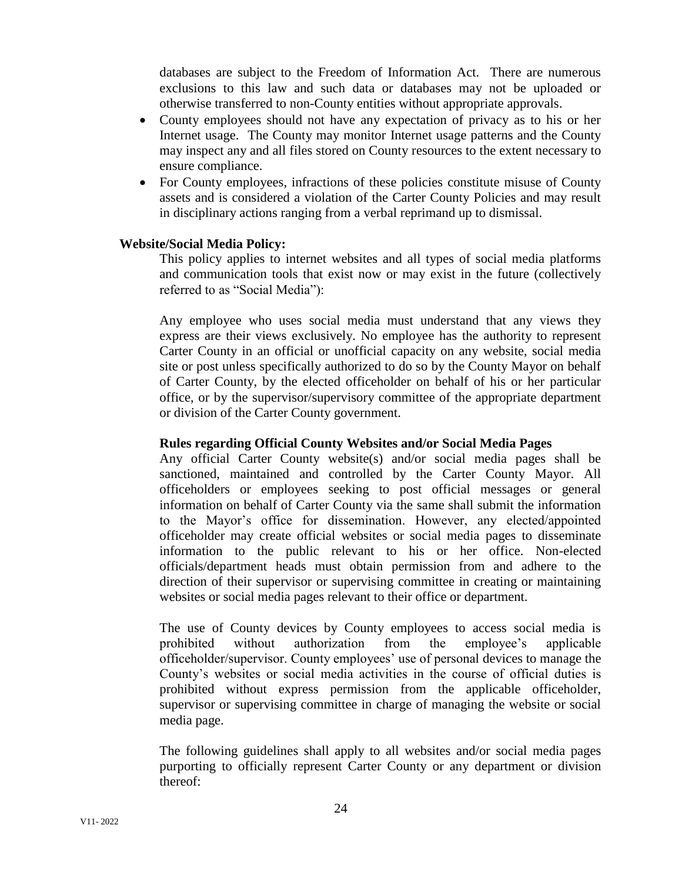databases are subject to the Freedom of Information Act. There are numerous exclusions to this law and such data or databases may not be uploaded or otherwise transferred to non-County entities without appropriate approvals.

- County employees should not have any expectation of privacy as to his or her Internet usage. The County may monitor Internet usage patterns and the County may inspect any and all files stored on County resources to the extent necessary to ensure compliance.
- For County employees, infractions of these policies constitute misuse of County assets and is considered a violation of the Carter County Policies and may result in disciplinary actions ranging from a verbal reprimand up to dismissal.

**Website/Social Media Policy:**

This policy applies to internet websites and all types of social media platforms and communication tools that exist now or may exist in the future (collectively referred to as "Social Media"):

Any employee who uses social media must understand that any views they express are their views exclusively. No employee has the authority to represent Carter County in an official or unofficial capacity on any website, social media site or post unless specifically authorized to do so by the County Mayor on behalf of Carter County, by the elected officeholder on behalf of his or her particular office, or by the supervisor/supervisory committee of the appropriate department or division of the Carter County government.

**Rules regarding Official County Websites and/or Social Media Pages**

Any official Carter County website(s) and/or social media pages shall be sanctioned, maintained and controlled by the Carter County Mayor. All officeholders or employees seeking to post official messages or general information on behalf of Carter County via the same shall submit the information to the Mayor's office for dissemination. However, any elected/appointed officeholder may create official websites or social media pages to disseminate information to the public relevant to his or her office. Non-elected officials/department heads must obtain permission from and adhere to the direction of their supervisor or supervising committee in creating or maintaining websites or social media pages relevant to their office or department.

The use of County devices by County employees to access social media is prohibited without authorization from the employee's applicable officeholder/supervisor. County employees' use of personal devices to manage the County's websites or social media activities in the course of official duties is prohibited without express permission from the applicable officeholder, supervisor or supervising committee in charge of managing the website or social media page.

The following guidelines shall apply to all websites and/or social media pages purporting to officially represent Carter County or any department or division thereof: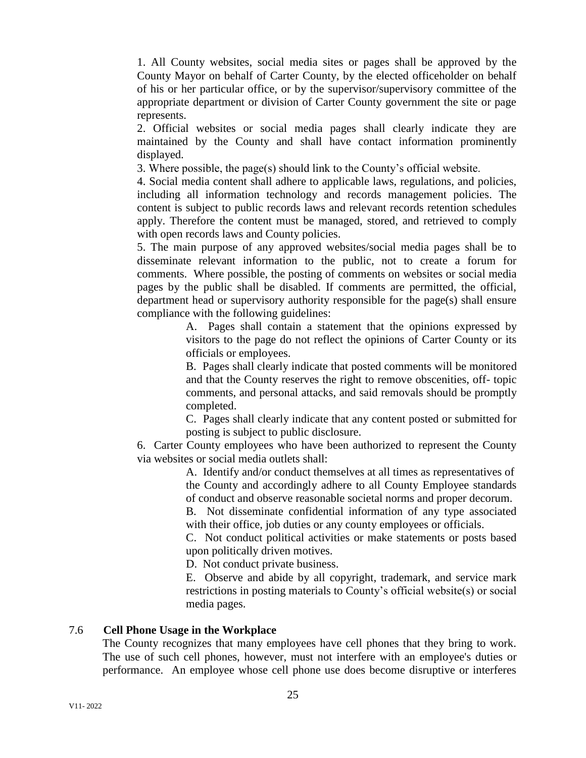1. All County websites, social media sites or pages shall be approved by the County Mayor on behalf of Carter County, by the elected officeholder on behalf of his or her particular office, or by the supervisor/supervisory committee of the appropriate department or division of Carter County government the site or page represents.

2. Official websites or social media pages shall clearly indicate they are maintained by the County and shall have contact information prominently displayed.

3. Where possible, the page(s) should link to the County's official website.

4. Social media content shall adhere to applicable laws, regulations, and policies, including all information technology and records management policies. The content is subject to public records laws and relevant records retention schedules apply. Therefore the content must be managed, stored, and retrieved to comply with open records laws and County policies.

5. The main purpose of any approved websites/social media pages shall be to disseminate relevant information to the public, not to create a forum for comments. Where possible, the posting of comments on websites or social media pages by the public shall be disabled. If comments are permitted, the official, department head or supervisory authority responsible for the page(s) shall ensure compliance with the following guidelines:

   A. Pages shall contain a statement that the opinions expressed by visitors to the page do not reflect the opinions of Carter County or its officials or employees.

   B. Pages shall clearly indicate that posted comments will be monitored and that the County reserves the right to remove obscenities, off- topic comments, and personal attacks, and said removals should be promptly completed.

   C. Pages shall clearly indicate that any content posted or submitted for posting is subject to public disclosure.

6. Carter County employees who have been authorized to represent the County via websites or social media outlets shall:

   A. Identify and/or conduct themselves at all times as representatives of the County and accordingly adhere to all County Employee standards of conduct and observe reasonable societal norms and proper decorum.

   B. Not disseminate confidential information of any type associated with their office, job duties or any county employees or officials.

   C. Not conduct political activities or make statements or posts based upon politically driven motives.

   D. Not conduct private business.

   E. Observe and abide by all copyright, trademark, and service mark restrictions in posting materials to County's official website(s) or social media pages.

### 7.6 Cell Phone Usage in the Workplace

The County recognizes that many employees have cell phones that they bring to work. The use of such cell phones, however, must not interfere with an employee's duties or performance. An employee whose cell phone use does become disruptive or interferes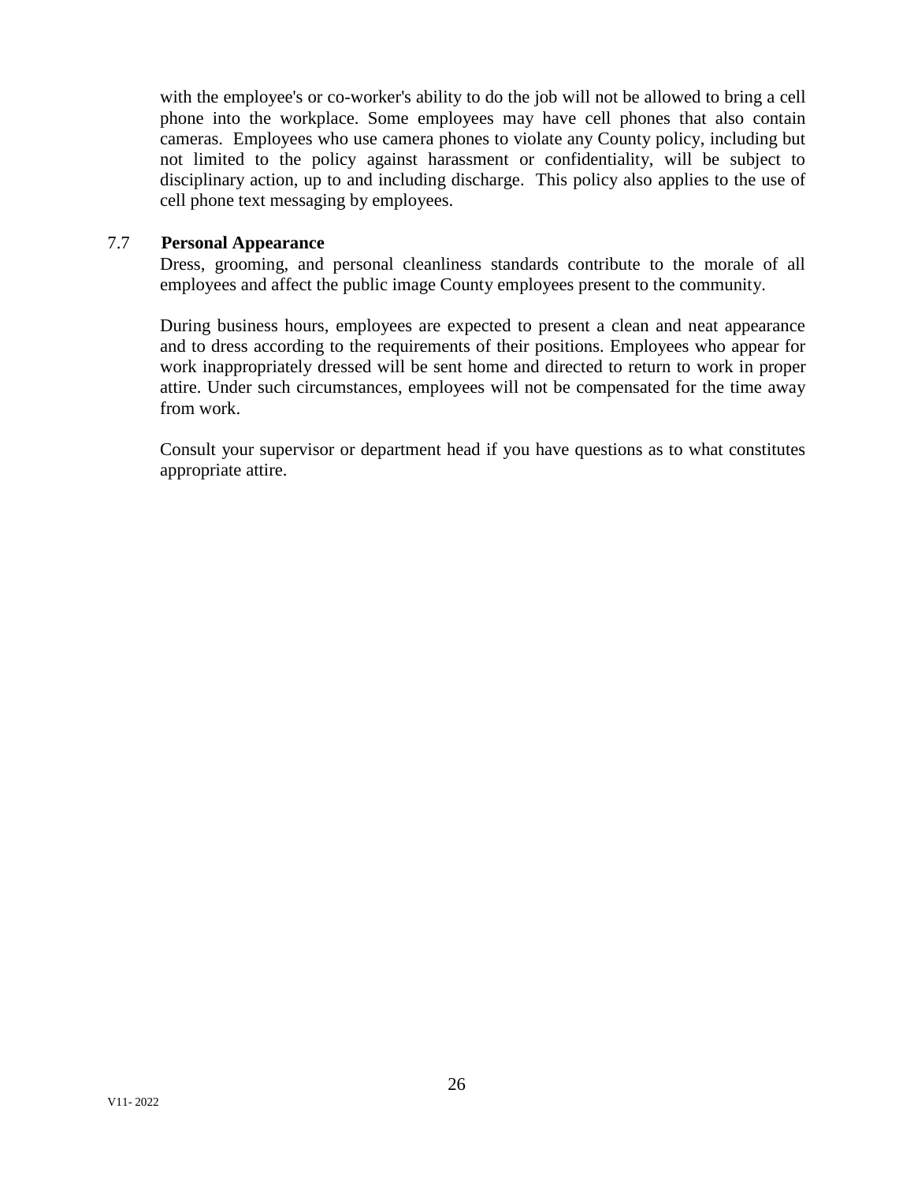with the employee's or co-worker's ability to do the job will not be allowed to bring a cell phone into the workplace. Some employees may have cell phones that also contain cameras. Employees who use camera phones to violate any County policy, including but not limited to the policy against harassment or confidentiality, will be subject to disciplinary action, up to and including discharge. This policy also applies to the use of cell phone text messaging by employees.

### 7.7 Personal Appearance

Dress, grooming, and personal cleanliness standards contribute to the morale of all employees and affect the public image County employees present to the community.

During business hours, employees are expected to present a clean and neat appearance and to dress according to the requirements of their positions. Employees who appear for work inappropriately dressed will be sent home and directed to return to work in proper attire. Under such circumstances, employees will not be compensated for the time away from work.

Consult your supervisor or department head if you have questions as to what constitutes appropriate attire.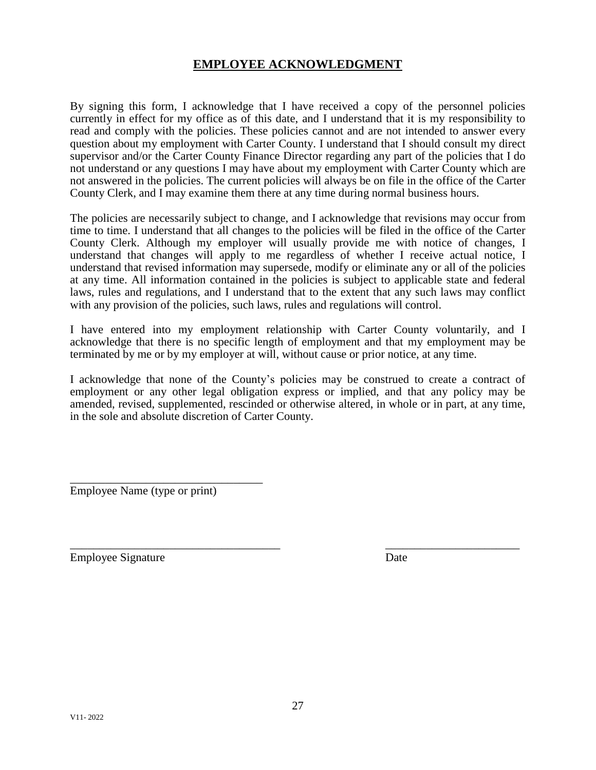## EMPLOYEE ACKNOWLEDGMENT

By signing this form, I acknowledge that I have received a copy of the personnel policies currently in effect for my office as of this date, and I understand that it is my responsibility to read and comply with the policies. These policies cannot and are not intended to answer every question about my employment with Carter County. I understand that I should consult my direct supervisor and/or the Carter County Finance Director regarding any part of the policies that I do not understand or any questions I may have about my employment with Carter County which are not answered in the policies. The current policies will always be on file in the office of the Carter County Clerk, and I may examine them there at any time during normal business hours.

The policies are necessarily subject to change, and I acknowledge that revisions may occur from time to time. I understand that all changes to the policies will be filed in the office of the Carter County Clerk. Although my employer will usually provide me with notice of changes, I understand that changes will apply to me regardless of whether I receive actual notice, I understand that revised information may supersede, modify or eliminate any or all of the policies at any time. All information contained in the policies is subject to applicable state and federal laws, rules and regulations, and I understand that to the extent that any such laws may conflict with any provision of the policies, such laws, rules and regulations will control.

I have entered into my employment relationship with Carter County voluntarily, and I acknowledge that there is no specific length of employment and that my employment may be terminated by me or by my employer at will, without cause or prior notice, at any time.

I acknowledge that none of the County's policies may be construed to create a contract of employment or any other legal obligation express or implied, and that any policy may be amended, revised, supplemented, rescinded or otherwise altered, in whole or in part, at any time, in the sole and absolute discretion of Carter County.

\_\_\_\_\_\_\_\_\_\_\_\_\_\_\_\_\_\_\_\_\_\_\_\_\_\_\_\_\_\_\_\_\_\_
Employee Name (type or print)

\_\_\_\_\_\_\_\_\_\_\_\_\_\_\_\_\_\_\_\_\_\_\_\_\_\_\_\_\_\_\_\_\_\_\_\_\_\_ \_\_\_\_\_\_\_\_\_\_\_\_\_\_\_\_\_\_\_\_\_\_\_\_
Employee Signature Date

V11- 2022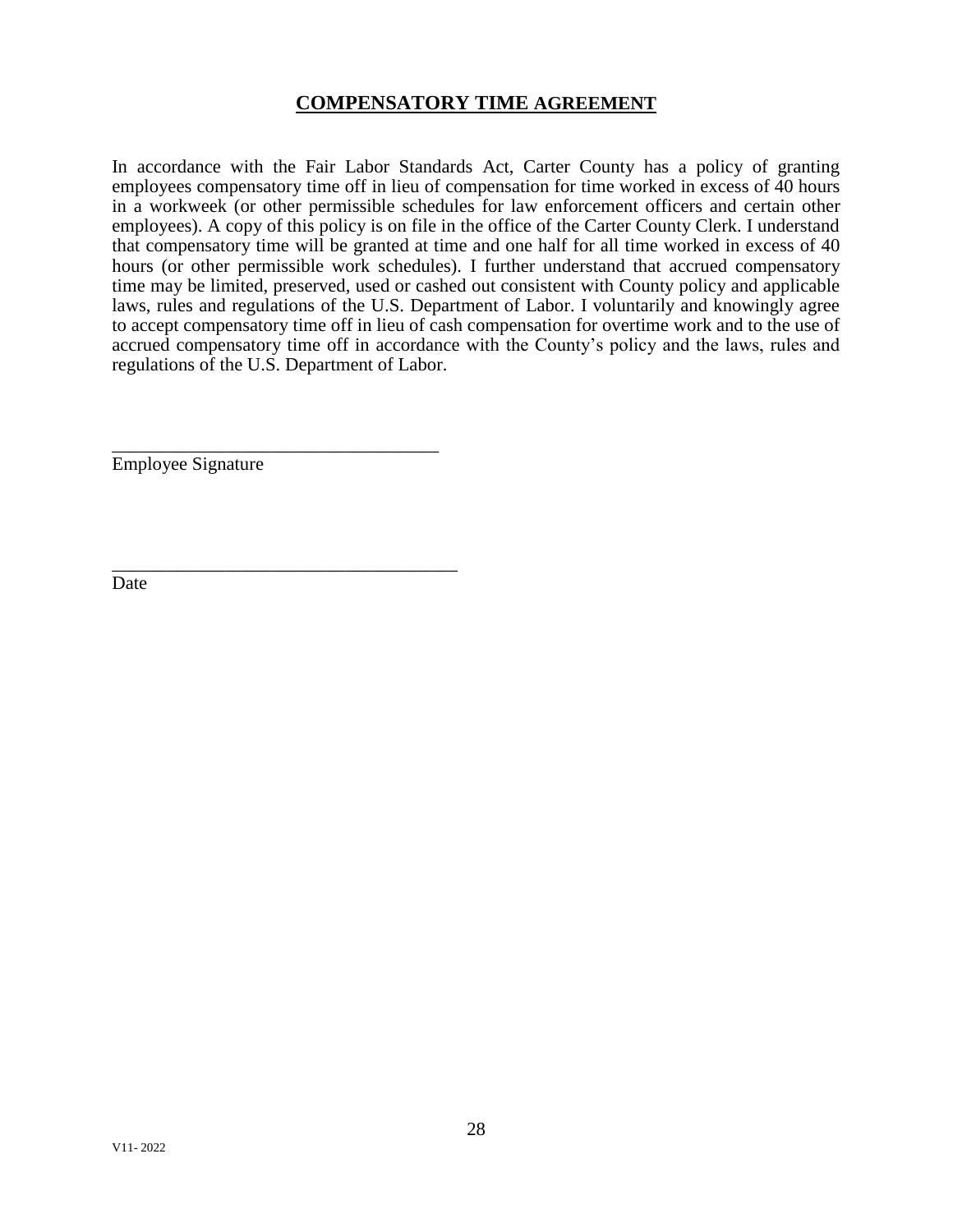## **COMPENSATORY TIME AGREEMENT**

In accordance with the Fair Labor Standards Act, Carter County has a policy of granting employees compensatory time off in lieu of compensation for time worked in excess of 40 hours in a workweek (or other permissible schedules for law enforcement officers and certain other employees). A copy of this policy is on file in the office of the Carter County Clerk. I understand that compensatory time will be granted at time and one half for all time worked in excess of 40 hours (or other permissible work schedules). I further understand that accrued compensatory time may be limited, preserved, used or cashed out consistent with County policy and applicable laws, rules and regulations of the U.S. Department of Labor. I voluntarily and knowingly agree to accept compensatory time off in lieu of cash compensation for overtime work and to the use of accrued compensatory time off in accordance with the County's policy and the laws, rules and regulations of the U.S. Department of Labor.

\_\_\_\_\_\_\_\_\_\_\_\_\_\_\_\_\_\_\_\_\_\_\_\_\_\_\_\_\_\_\_\_\_\_\_\_
Employee Signature

\_\_\_\_\_\_\_\_\_\_\_\_\_\_\_\_\_\_\_\_\_\_\_\_\_\_\_\_\_\_\_\_\_\_\_\_\_\_
Date